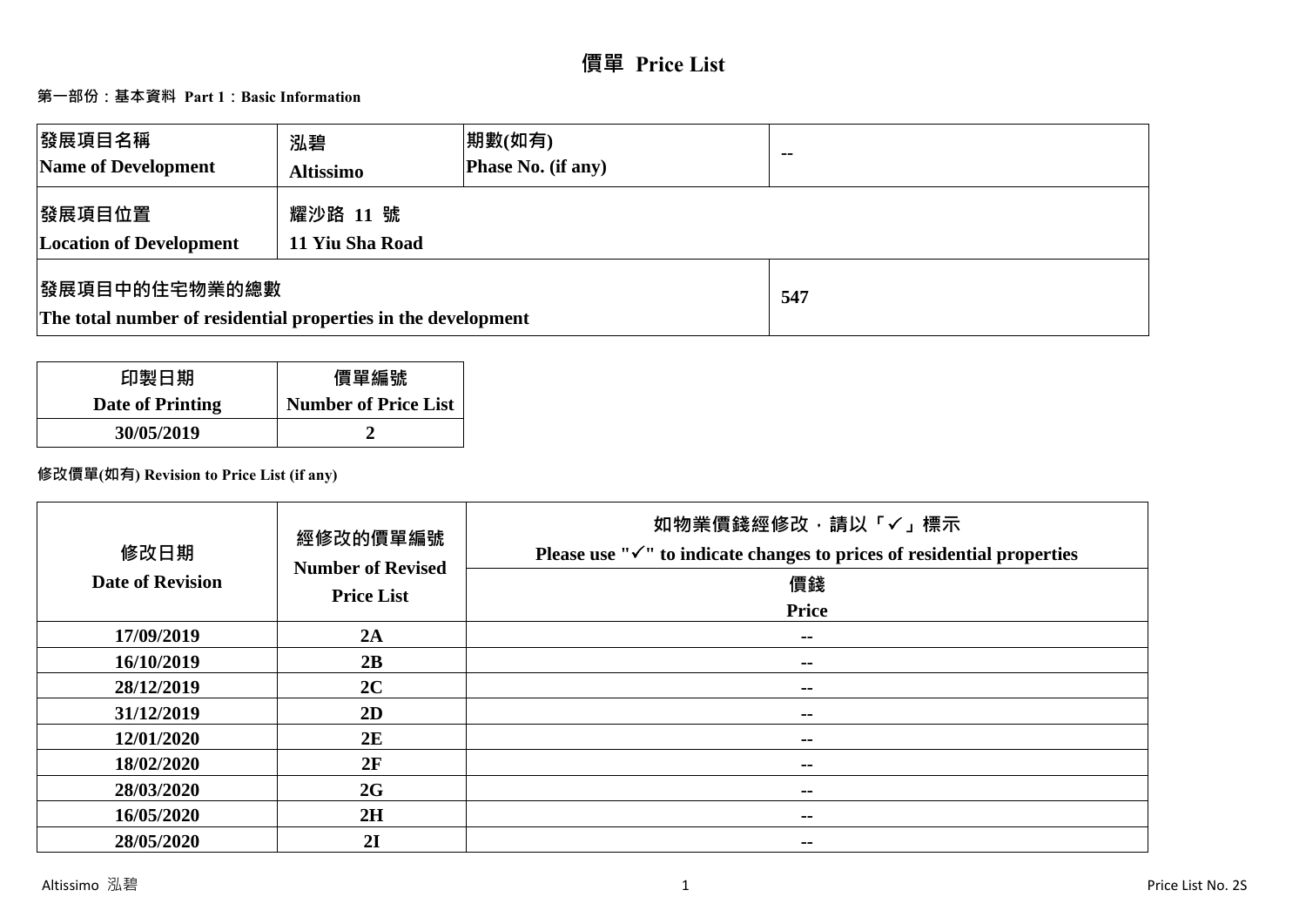# 價單 Price List

## 第一部份：基本資料 Part 1：Basic Information

| | | | |
|---|---|---|---|
| 發展項目名稱<br>Name of Development | 泓碧<br>Altissimo | 期數(如有)<br>Phase No. (if any) | -- |
| 發展項目位置<br>Location of Development | 耀沙路 11 號<br>11 Yiu Sha Road | | |
| 發展項目中的住宅物業的總數<br>The total number of residential properties in the development | | | 547 |

| 印製日期<br>Date of Printing | 價單編號<br>Number of Price List |
|---|---|
| 30/05/2019 | 2 |

**修改價單(如有) Revision to Price List (if any)**

| 修改日期<br>Date of Revision | 經修改的價單編號<br>Number of Revised Price List | 如物業價錢經修改，請以「✓」標示<br>Please use "✓" to indicate changes to prices of residential properties<br>價錢<br>Price |
|---|---|---|
| 17/09/2019 | 2A | -- |
| 16/10/2019 | 2B | -- |
| 28/12/2019 | 2C | -- |
| 31/12/2019 | 2D | -- |
| 12/01/2020 | 2E | -- |
| 18/02/2020 | 2F | -- |
| 28/03/2020 | 2G | -- |
| 16/05/2020 | 2H | -- |
| 28/05/2020 | 2I | -- |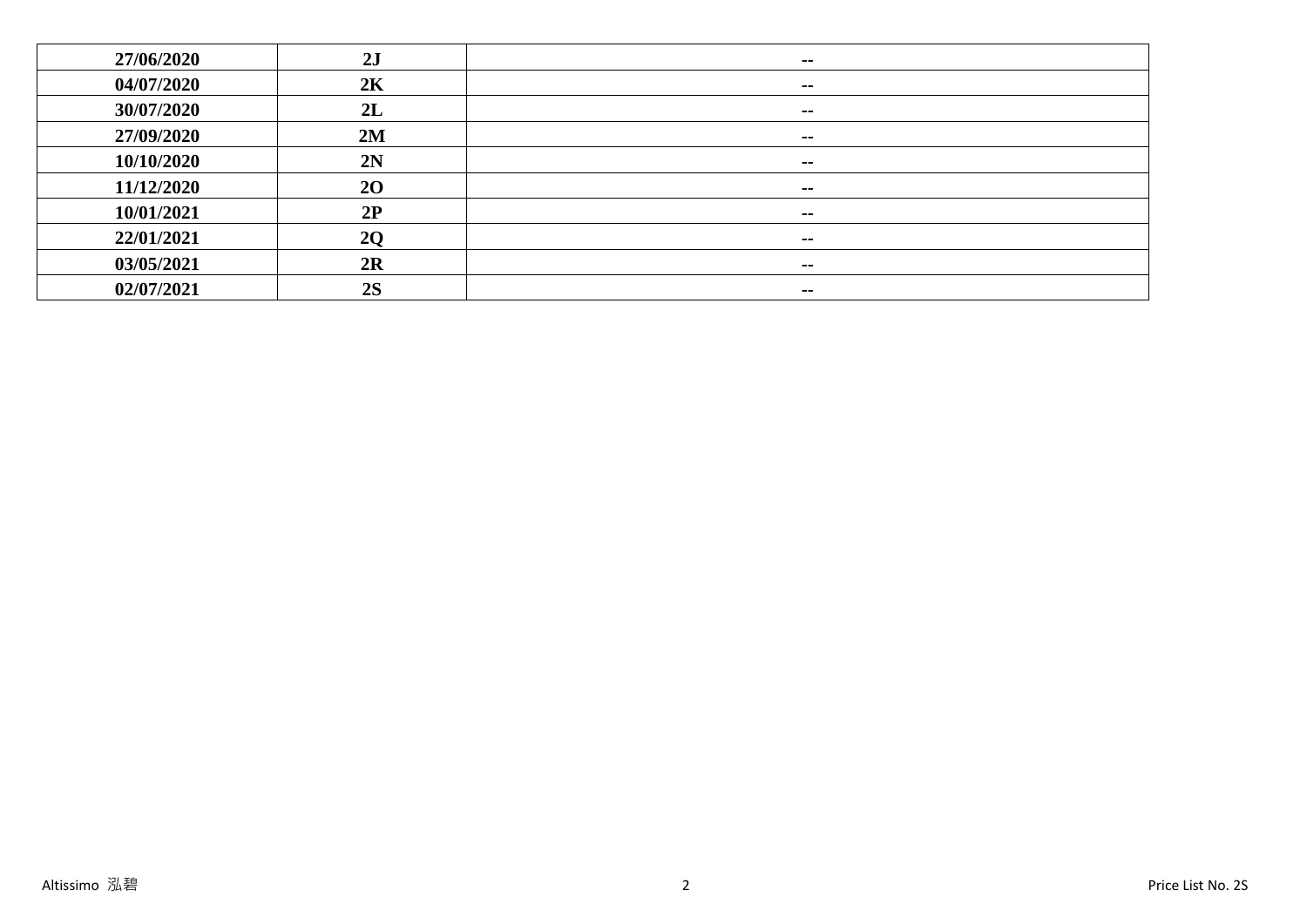| | | |
|---|---|---|
| **27/06/2020** | **2J** | -- |
| **04/07/2020** | **2K** | -- |
| **30/07/2020** | **2L** | -- |
| **27/09/2020** | **2M** | -- |
| **10/10/2020** | **2N** | -- |
| **11/12/2020** | **2O** | -- |
| **10/01/2021** | **2P** | -- |
| **22/01/2021** | **2Q** | -- |
| **03/05/2021** | **2R** | -- |
| **02/07/2021** | **2S** | -- |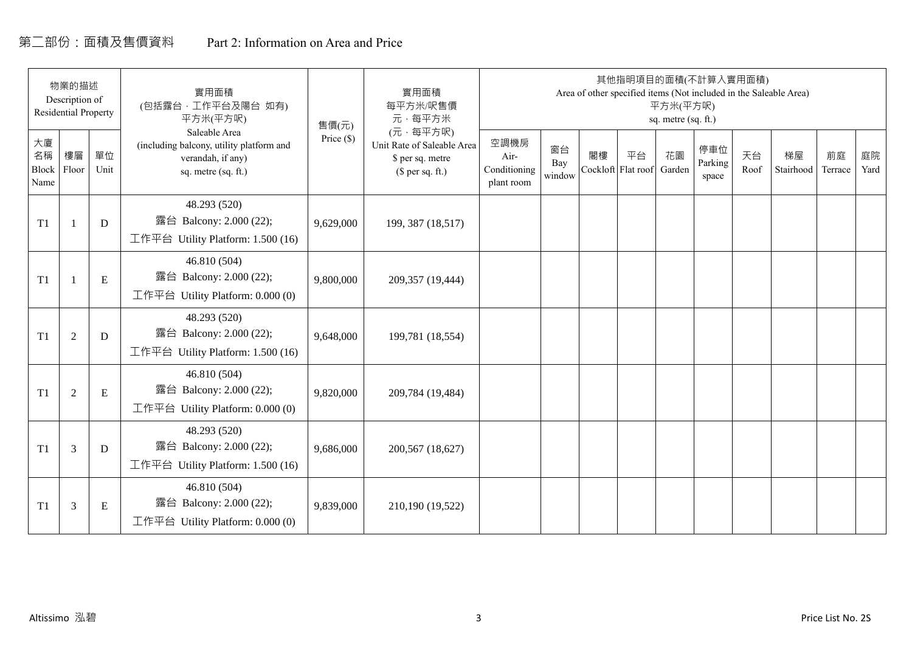# 第二部份：面積及售價資料　　Part 2: Information on Area and Price

| 物業的描述 Description of Residential Property | | | 實用面積 (包括露台，工作平台及陽台 如有) 平方米(平方呎) Saleable Area (including balcony, utility platform and verandah, if any) sq. metre (sq. ft.) | 售價(元) Price ($) | 實用面積 每平方米/呎售價 元，每平方米 (元，每平方呎) Unit Rate of Saleable Area $ per sq. metre ($ per sq. ft.) | 其他指明項目的面積(不計算入實用面積) Area of other specified items (Not included in the Saleable Area) 平方米(平方呎) sq. metre (sq. ft.) | | | | | | | | | |
|---|---|---|---|---|---|---|---|---|---|---|---|---|---|---|---|
| 大廈名稱 Block Name | 樓層 Floor | 單位 Unit | | | | 空調機房 Air-Conditioning plant room | 窗台 Bay window | 閣樓 Cockloft | 平台 Flat roof | 花園 Garden | 停車位 Parking space | 天台 Roof | 梯屋 Stairhood | 前庭 Terrace | 庭院 Yard |
| T1 | 1 | D | 48.293 (520) 露台 Balcony: 2.000 (22); 工作平台 Utility Platform: 1.500 (16) | 9,629,000 | 199, 387 (18,517) | | | | | | | | | | |
| T1 | 1 | E | 46.810 (504) 露台 Balcony: 2.000 (22); 工作平台 Utility Platform: 0.000 (0) | 9,800,000 | 209,357 (19,444) | | | | | | | | | | |
| T1 | 2 | D | 48.293 (520) 露台 Balcony: 2.000 (22); 工作平台 Utility Platform: 1.500 (16) | 9,648,000 | 199,781 (18,554) | | | | | | | | | | |
| T1 | 2 | E | 46.810 (504) 露台 Balcony: 2.000 (22); 工作平台 Utility Platform: 0.000 (0) | 9,820,000 | 209,784 (19,484) | | | | | | | | | | |
| T1 | 3 | D | 48.293 (520) 露台 Balcony: 2.000 (22); 工作平台 Utility Platform: 1.500 (16) | 9,686,000 | 200,567 (18,627) | | | | | | | | | | |
| T1 | 3 | E | 46.810 (504) 露台 Balcony: 2.000 (22); 工作平台 Utility Platform: 0.000 (0) | 9,839,000 | 210,190 (19,522) | | | | | | | | | | |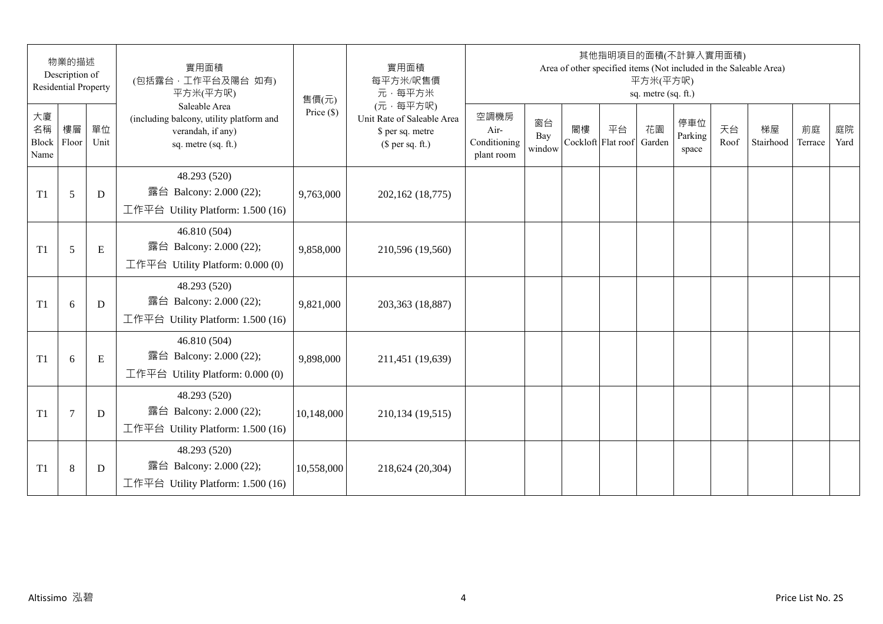| 物業的描述 Description of Residential Property | | | 實用面積 (包括露台，工作平台及陽台 如有) 平方米(平方呎) Saleable Area (including balcony, utility platform and verandah, if any) sq. metre (sq. ft.) | 售價(元) Price ($) | 實用面積 每平方米/呎售價 元，每平方米 (元，每平方呎) Unit Rate of Saleable Area $ per sq. metre ($ per sq. ft.) | 其他指明項目的面積(不計算入實用面積) Area of other specified items (Not included in the Saleable Area) 平方米(平方呎) sq. metre (sq. ft.) | | | | | | | | | |
|---|---|---|---|---|---|---|---|---|---|---|---|---|---|---|---|
| 大廈名稱 Block Name | 樓層 Floor | 單位 Unit | | | | 空調機房 Air-Conditioning plant room | 窗台 Bay window | 閣樓 Cockloft | 平台 Flat roof | 花園 Garden | 停車位 Parking space | 天台 Roof | 梯屋 Stairhood | 前庭 Terrace | 庭院 Yard |
| T1 | 5 | D | 48.293 (520) 露台 Balcony: 2.000 (22); 工作平台 Utility Platform: 1.500 (16) | 9,763,000 | 202,162 (18,775) | | | | | | | | | | |
| T1 | 5 | E | 46.810 (504) 露台 Balcony: 2.000 (22); 工作平台 Utility Platform: 0.000 (0) | 9,858,000 | 210,596 (19,560) | | | | | | | | | | |
| T1 | 6 | D | 48.293 (520) 露台 Balcony: 2.000 (22); 工作平台 Utility Platform: 1.500 (16) | 9,821,000 | 203,363 (18,887) | | | | | | | | | | |
| T1 | 6 | E | 46.810 (504) 露台 Balcony: 2.000 (22); 工作平台 Utility Platform: 0.000 (0) | 9,898,000 | 211,451 (19,639) | | | | | | | | | | |
| T1 | 7 | D | 48.293 (520) 露台 Balcony: 2.000 (22); 工作平台 Utility Platform: 1.500 (16) | 10,148,000 | 210,134 (19,515) | | | | | | | | | | |
| T1 | 8 | D | 48.293 (520) 露台 Balcony: 2.000 (22); 工作平台 Utility Platform: 1.500 (16) | 10,558,000 | 218,624 (20,304) | | | | | | | | | | |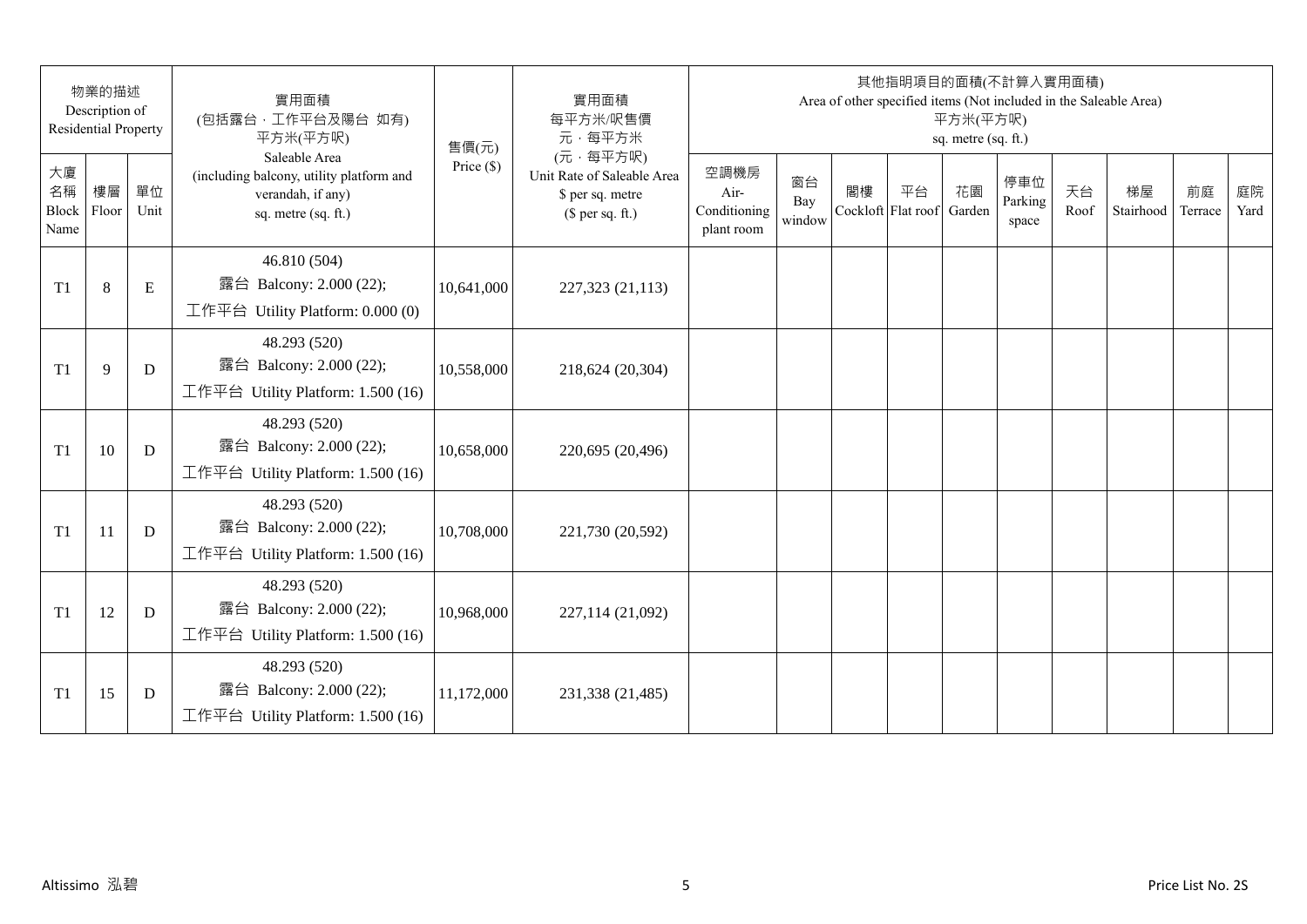| 物業的描述 Description of Residential Property | | | 實用面積 (包括露台．工作平台及陽台 如有) 平方米(平方呎) Saleable Area (including balcony, utility platform and verandah, if any) sq. metre (sq. ft.) | 售價(元) Price ($) | 實用面積 每平方米/呎售價 元．每平方米 (元．每平方呎) Unit Rate of Saleable Area $ per sq. metre ($ per sq. ft.) | 其他指明項目的面積(不計算入實用面積) Area of other specified items (Not included in the Saleable Area) 平方米(平方呎) sq. metre (sq. ft.) | | | | | | | | | |
|---|---|---|---|---|---|---|---|---|---|---|---|---|---|---|---|
| 大廈名稱 Block Name | 樓層 Floor | 單位 Unit | | | | 空調機房 Air-Conditioning plant room | 窗台 Bay window | 閣樓 Cockloft | 平台 Flat roof | 花園 Garden | 停車位 Parking space | 天台 Roof | 梯屋 Stairhood | 前庭 Terrace | 庭院 Yard |
| T1 | 8 | E | 46.810 (504) 露台 Balcony: 2.000 (22); 工作平台 Utility Platform: 0.000 (0) | 10,641,000 | 227,323 (21,113) | | | | | | | | | | |
| T1 | 9 | D | 48.293 (520) 露台 Balcony: 2.000 (22); 工作平台 Utility Platform: 1.500 (16) | 10,558,000 | 218,624 (20,304) | | | | | | | | | | |
| T1 | 10 | D | 48.293 (520) 露台 Balcony: 2.000 (22); 工作平台 Utility Platform: 1.500 (16) | 10,658,000 | 220,695 (20,496) | | | | | | | | | | |
| T1 | 11 | D | 48.293 (520) 露台 Balcony: 2.000 (22); 工作平台 Utility Platform: 1.500 (16) | 10,708,000 | 221,730 (20,592) | | | | | | | | | | |
| T1 | 12 | D | 48.293 (520) 露台 Balcony: 2.000 (22); 工作平台 Utility Platform: 1.500 (16) | 10,968,000 | 227,114 (21,092) | | | | | | | | | | |
| T1 | 15 | D | 48.293 (520) 露台 Balcony: 2.000 (22); 工作平台 Utility Platform: 1.500 (16) | 11,172,000 | 231,338 (21,485) | | | | | | | | | | |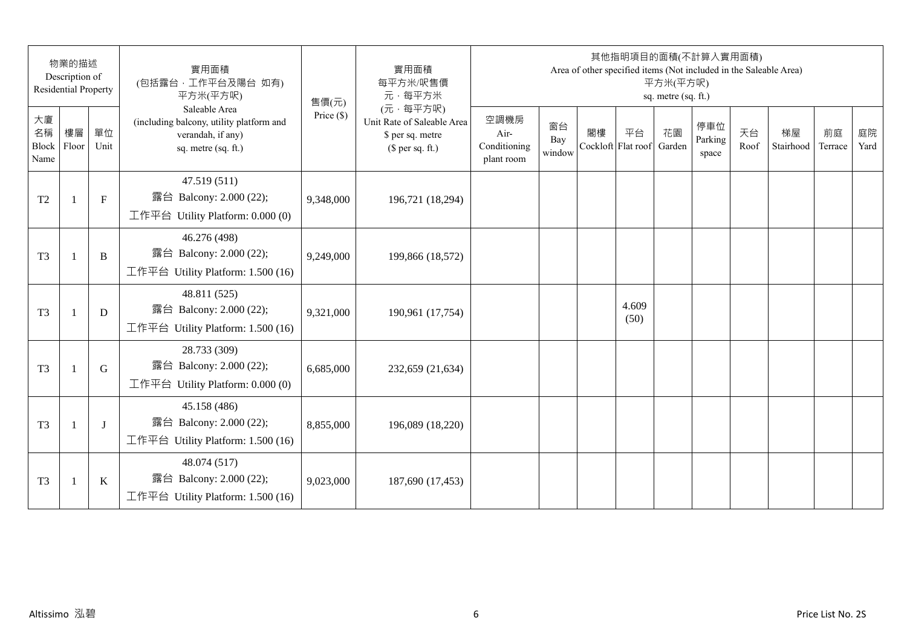| 物業的描述 Description of Residential Property | | | 實用面積 (包括露台．工作平台及陽台 如有) 平方米(平方呎) Saleable Area (including balcony, utility platform and verandah, if any) sq. metre (sq. ft.) | 售價(元) Price ($) | 實用面積 每平方米/呎售價 元．每平方米 (元．每平方呎) Unit Rate of Saleable Area $ per sq. metre ($ per sq. ft.) | 其他指明項目的面積(不計算入實用面積) Area of other specified items (Not included in the Saleable Area) 平方米(平方呎) sq. metre (sq. ft.) | | | | | | | | | |
|---|---|---|---|---|---|---|---|---|---|---|---|---|---|---|---|
| 大廈名稱 Block Name | 樓層 Floor | 單位 Unit | | | | 空調機房 Air-Conditioning plant room | 窗台 Bay window | 閣樓 Cockloft | 平台 Flat roof | 花園 Garden | 停車位 Parking space | 天台 Roof | 梯屋 Stairhood | 前庭 Terrace | 庭院 Yard |
| T2 | 1 | F | 47.519 (511) 露台 Balcony: 2.000 (22); 工作平台 Utility Platform: 0.000 (0) | 9,348,000 | 196,721 (18,294) | | | | | | | | | | |
| T3 | 1 | B | 46.276 (498) 露台 Balcony: 2.000 (22); 工作平台 Utility Platform: 1.500 (16) | 9,249,000 | 199,866 (18,572) | | | | | | | | | | |
| T3 | 1 | D | 48.811 (525) 露台 Balcony: 2.000 (22); 工作平台 Utility Platform: 1.500 (16) | 9,321,000 | 190,961 (17,754) | | | | 4.609 (50) | | | | | | |
| T3 | 1 | G | 28.733 (309) 露台 Balcony: 2.000 (22); 工作平台 Utility Platform: 0.000 (0) | 6,685,000 | 232,659 (21,634) | | | | | | | | | | |
| T3 | 1 | J | 45.158 (486) 露台 Balcony: 2.000 (22); 工作平台 Utility Platform: 1.500 (16) | 8,855,000 | 196,089 (18,220) | | | | | | | | | | |
| T3 | 1 | K | 48.074 (517) 露台 Balcony: 2.000 (22); 工作平台 Utility Platform: 1.500 (16) | 9,023,000 | 187,690 (17,453) | | | | | | | | | | |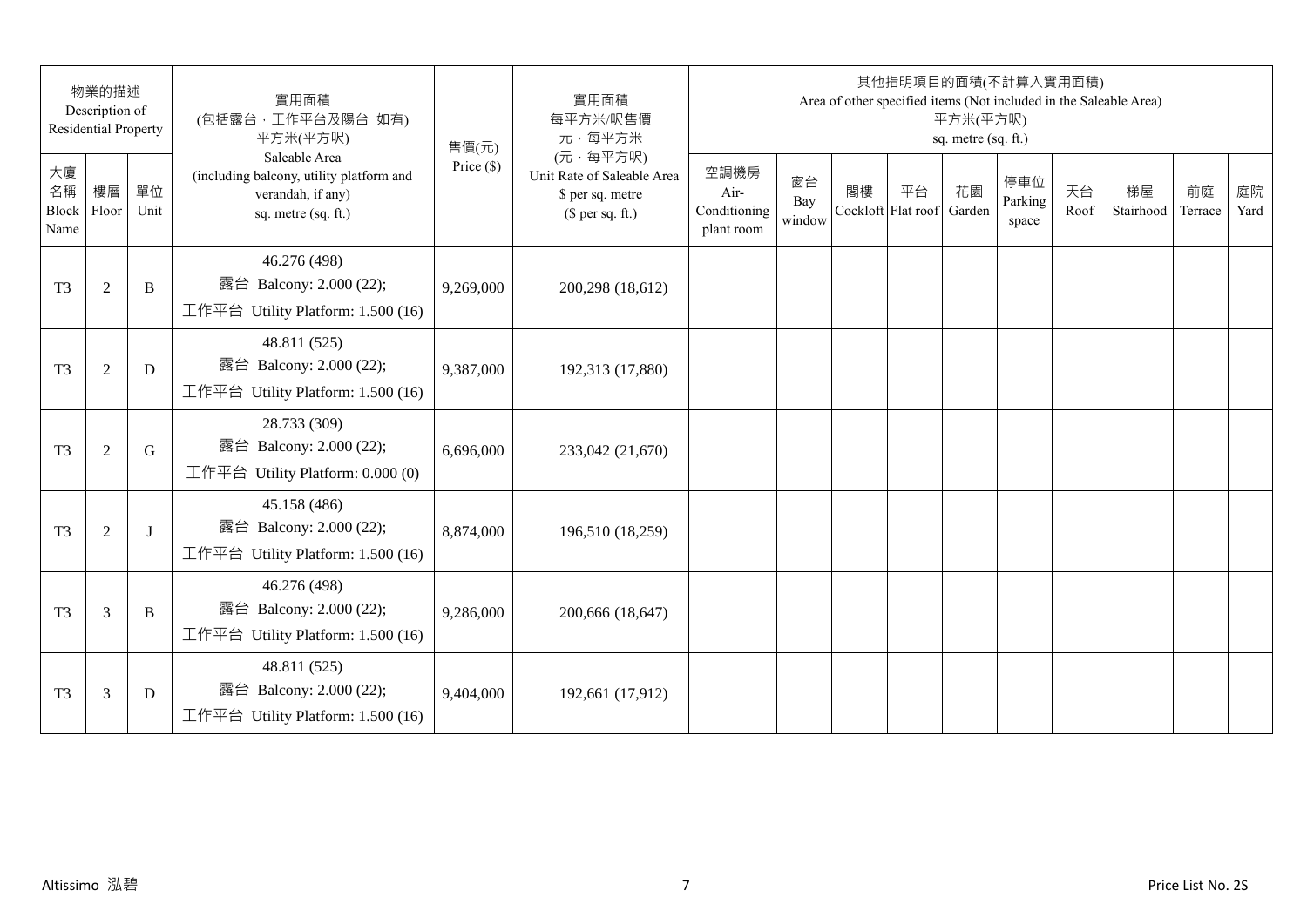| 物業的描述 Description of Residential Property | | | 實用面積 (包括露台，工作平台及陽台 如有) 平方米(平方呎) Saleable Area (including balcony, utility platform and verandah, if any) sq. metre (sq. ft.) | 售價(元) Price ($) | 實用面積 每平方米/呎售價 元，每平方米 (元，每平方呎) Unit Rate of Saleable Area $ per sq. metre ($ per sq. ft.) | 其他指明項目的面積(不計算入實用面積) Area of other specified items (Not included in the Saleable Area) 平方米(平方呎) sq. metre (sq. ft.) | | | | | | | | | |
|---|---|---|---|---|---|---|---|---|---|---|---|---|---|---|---|
| 大廈名稱 Block Name | 樓層 Floor | 單位 Unit | | | | 空調機房 Air-Conditioning plant room | 窗台 Bay window | 閣樓 Cockloft | 平台 Flat roof | 花園 Garden | 停車位 Parking space | 天台 Roof | 梯屋 Stairhood | 前庭 Terrace | 庭院 Yard |
| T3 | 2 | B | 46.276 (498) 露台 Balcony: 2.000 (22); 工作平台 Utility Platform: 1.500 (16) | 9,269,000 | 200,298 (18,612) | | | | | | | | | | |
| T3 | 2 | D | 48.811 (525) 露台 Balcony: 2.000 (22); 工作平台 Utility Platform: 1.500 (16) | 9,387,000 | 192,313 (17,880) | | | | | | | | | | |
| T3 | 2 | G | 28.733 (309) 露台 Balcony: 2.000 (22); 工作平台 Utility Platform: 0.000 (0) | 6,696,000 | 233,042 (21,670) | | | | | | | | | | |
| T3 | 2 | J | 45.158 (486) 露台 Balcony: 2.000 (22); 工作平台 Utility Platform: 1.500 (16) | 8,874,000 | 196,510 (18,259) | | | | | | | | | | |
| T3 | 3 | B | 46.276 (498) 露台 Balcony: 2.000 (22); 工作平台 Utility Platform: 1.500 (16) | 9,286,000 | 200,666 (18,647) | | | | | | | | | | |
| T3 | 3 | D | 48.811 (525) 露台 Balcony: 2.000 (22); 工作平台 Utility Platform: 1.500 (16) | 9,404,000 | 192,661 (17,912) | | | | | | | | | | |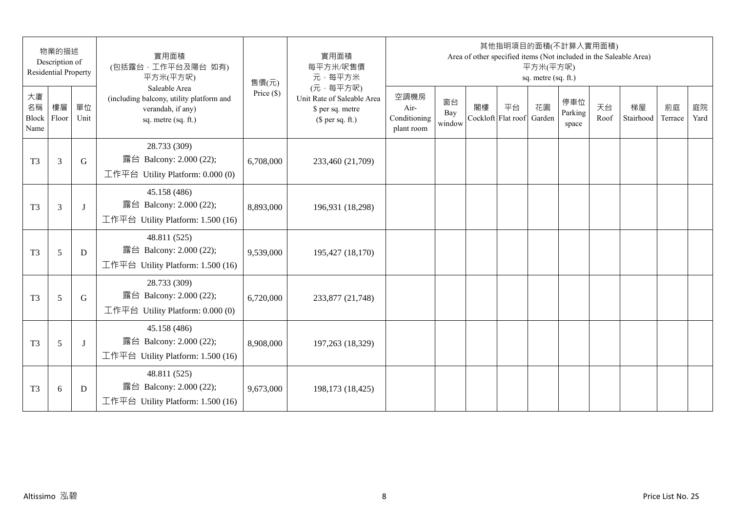| 物業的描述 Description of Residential Property | | | 實用面積 (包括露台﹑工作平台及陽台 如有) 平方米(平方呎) Saleable Area (including balcony, utility platform and verandah, if any) sq. metre (sq. ft.) | 售價(元) Price ($) | 實用面積 每平方米/呎售價 元﹐每平方米 (元﹐每平方呎) Unit Rate of Saleable Area $ per sq. metre ($ per sq. ft.) | 其他指明項目的面積(不計算入實用面積) Area of other specified items (Not included in the Saleable Area) 平方米(平方呎) sq. metre (sq. ft.) | | | | | | | | | |
|---|---|---|---|---|---|---|---|---|---|---|---|---|---|---|---|
| 大廈名稱 Block Name | 樓層 Floor | 單位 Unit | | | | 空調機房 Air-Conditioning plant room | 窗台 Bay window | 閣樓 Cockloft | 平台 Flat roof | 花園 Garden | 停車位 Parking space | 天台 Roof | 梯屋 Stairhood | 前庭 Terrace | 庭院 Yard |
| T3 | 3 | G | 28.733 (309) 露台 Balcony: 2.000 (22); 工作平台 Utility Platform: 0.000 (0) | 6,708,000 | 233,460 (21,709) | | | | | | | | | | |
| T3 | 3 | J | 45.158 (486) 露台 Balcony: 2.000 (22); 工作平台 Utility Platform: 1.500 (16) | 8,893,000 | 196,931 (18,298) | | | | | | | | | | |
| T3 | 5 | D | 48.811 (525) 露台 Balcony: 2.000 (22); 工作平台 Utility Platform: 1.500 (16) | 9,539,000 | 195,427 (18,170) | | | | | | | | | | |
| T3 | 5 | G | 28.733 (309) 露台 Balcony: 2.000 (22); 工作平台 Utility Platform: 0.000 (0) | 6,720,000 | 233,877 (21,748) | | | | | | | | | | |
| T3 | 5 | J | 45.158 (486) 露台 Balcony: 2.000 (22); 工作平台 Utility Platform: 1.500 (16) | 8,908,000 | 197,263 (18,329) | | | | | | | | | | |
| T3 | 6 | D | 48.811 (525) 露台 Balcony: 2.000 (22); 工作平台 Utility Platform: 1.500 (16) | 9,673,000 | 198,173 (18,425) | | | | | | | | | | |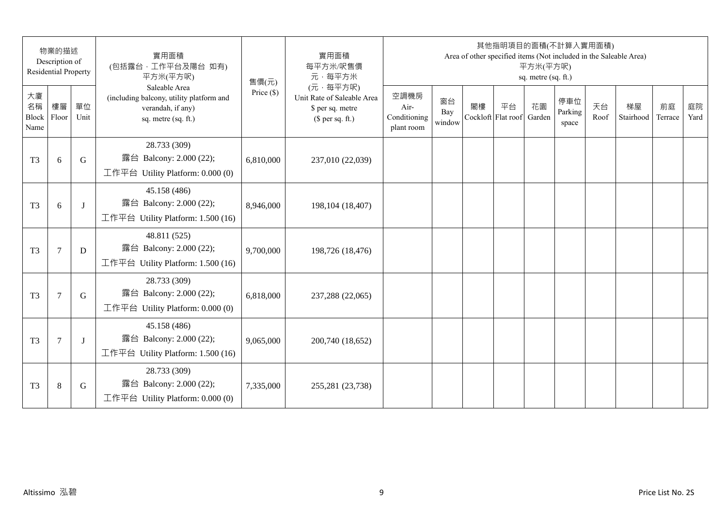| 物業的描述 Description of Residential Property | | | 實用面積 (包括露台，工作平台及陽台 如有) 平方米(平方呎) Saleable Area (including balcony, utility platform and verandah, if any) sq. metre (sq. ft.) | 售價(元) Price ($) | 實用面積 每平方米/呎售價 元，每平方米 (元，每平方呎) Unit Rate of Saleable Area $ per sq. metre ($ per sq. ft.) | 其他指明項目的面積(不計算入實用面積) Area of other specified items (Not included in the Saleable Area) 平方米(平方呎) sq. metre (sq. ft.) | | | | | | | | | |
|---|---|---|---|---|---|---|---|---|---|---|---|---|---|---|---|
| 大廈名稱 Block Name | 樓層 Floor | 單位 Unit | | | | 空調機房 Air-Conditioning plant room | 窗台 Bay window | 閣樓 Cockloft | 平台 Flat roof | 花園 Garden | 停車位 Parking space | 天台 Roof | 梯屋 Stairhood | 前庭 Terrace | 庭院 Yard |
| T3 | 6 | G | 28.733 (309) 露台 Balcony: 2.000 (22); 工作平台 Utility Platform: 0.000 (0) | 6,810,000 | 237,010 (22,039) | | | | | | | | | | |
| T3 | 6 | J | 45.158 (486) 露台 Balcony: 2.000 (22); 工作平台 Utility Platform: 1.500 (16) | 8,946,000 | 198,104 (18,407) | | | | | | | | | | |
| T3 | 7 | D | 48.811 (525) 露台 Balcony: 2.000 (22); 工作平台 Utility Platform: 1.500 (16) | 9,700,000 | 198,726 (18,476) | | | | | | | | | | |
| T3 | 7 | G | 28.733 (309) 露台 Balcony: 2.000 (22); 工作平台 Utility Platform: 0.000 (0) | 6,818,000 | 237,288 (22,065) | | | | | | | | | | |
| T3 | 7 | J | 45.158 (486) 露台 Balcony: 2.000 (22); 工作平台 Utility Platform: 1.500 (16) | 9,065,000 | 200,740 (18,652) | | | | | | | | | | |
| T3 | 8 | G | 28.733 (309) 露台 Balcony: 2.000 (22); 工作平台 Utility Platform: 0.000 (0) | 7,335,000 | 255,281 (23,738) | | | | | | | | | | |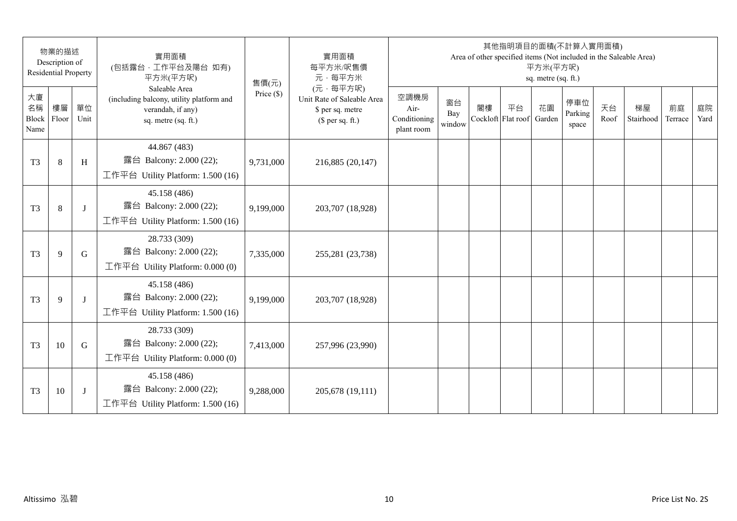| 物業的描述 Description of Residential Property | | | 實用面積 (包括露台，工作平台及陽台 如有) 平方米(平方呎) Saleable Area (including balcony, utility platform and verandah, if any) sq. metre (sq. ft.) | 售價(元) Price ($) | 實用面積 每平方米/呎售價 元，每平方米 (元，每平方呎) Unit Rate of Saleable Area $ per sq. metre ($ per sq. ft.) | 其他指明項目的面積(不計算入實用面積) Area of other specified items (Not included in the Saleable Area) 平方米(平方呎) sq. metre (sq. ft.) | | | | | | | | | |
|---|---|---|---|---|---|---|---|---|---|---|---|---|---|---|---|
| 大廈名稱 Block Name | 樓層 Floor | 單位 Unit | | | | 空調機房 Air-Conditioning plant room | 窗台 Bay window | 閣樓 Cockloft | 平台 Flat roof | 花園 Garden | 停車位 Parking space | 天台 Roof | 梯屋 Stairhood | 前庭 Terrace | 庭院 Yard |
| T3 | 8 | H | 44.867 (483) 露台 Balcony: 2.000 (22); 工作平台 Utility Platform: 1.500 (16) | 9,731,000 | 216,885 (20,147) | | | | | | | | | | |
| T3 | 8 | J | 45.158 (486) 露台 Balcony: 2.000 (22); 工作平台 Utility Platform: 1.500 (16) | 9,199,000 | 203,707 (18,928) | | | | | | | | | | |
| T3 | 9 | G | 28.733 (309) 露台 Balcony: 2.000 (22); 工作平台 Utility Platform: 0.000 (0) | 7,335,000 | 255,281 (23,738) | | | | | | | | | | |
| T3 | 9 | J | 45.158 (486) 露台 Balcony: 2.000 (22); 工作平台 Utility Platform: 1.500 (16) | 9,199,000 | 203,707 (18,928) | | | | | | | | | | |
| T3 | 10 | G | 28.733 (309) 露台 Balcony: 2.000 (22); 工作平台 Utility Platform: 0.000 (0) | 7,413,000 | 257,996 (23,990) | | | | | | | | | | |
| T3 | 10 | J | 45.158 (486) 露台 Balcony: 2.000 (22); 工作平台 Utility Platform: 1.500 (16) | 9,288,000 | 205,678 (19,111) | | | | | | | | | | |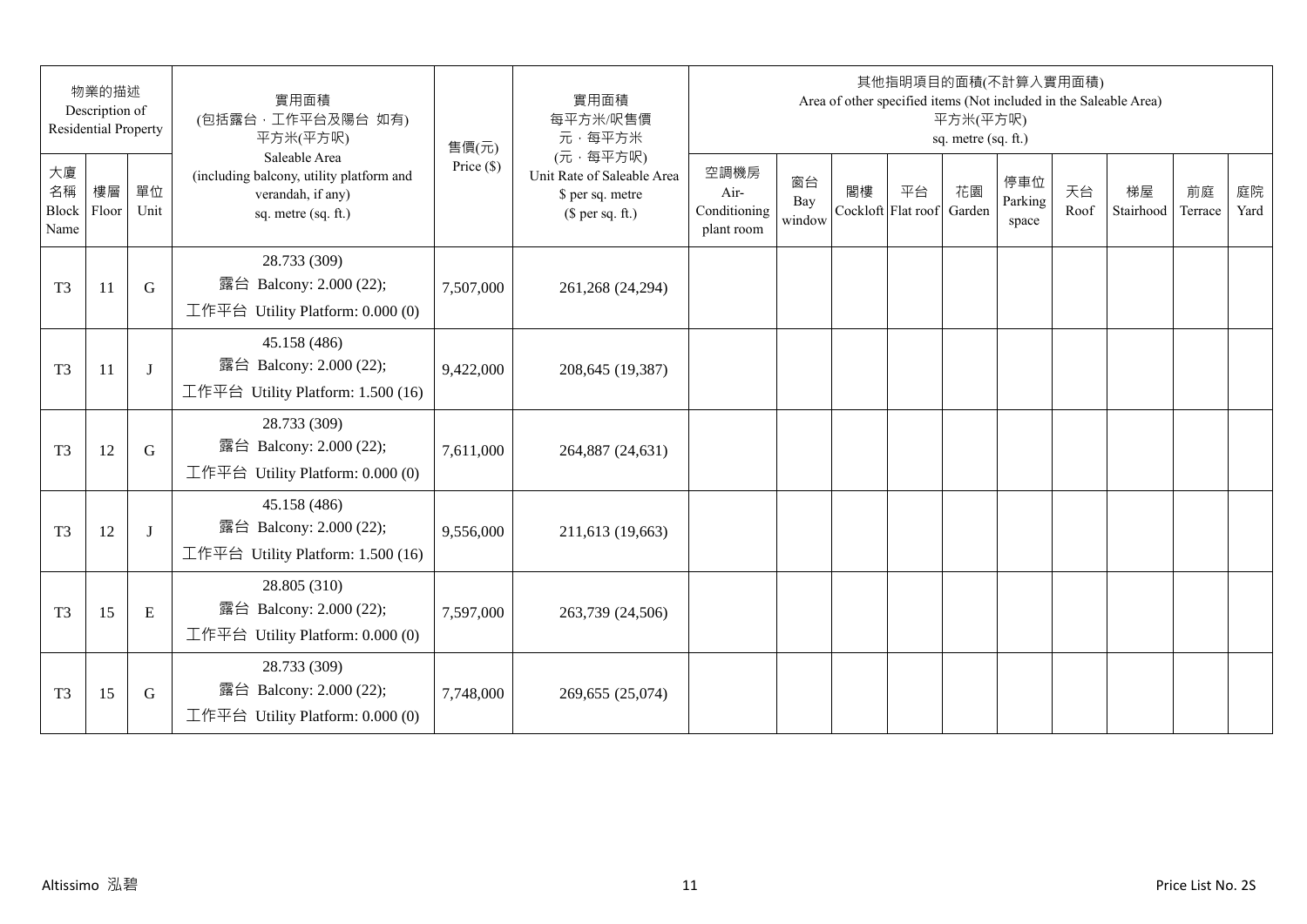| 物業的描述 Description of Residential Property | | | 實用面積 (包括露台，工作平台及陽台 如有) 平方米(平方呎) Saleable Area (including balcony, utility platform and verandah, if any) sq. metre (sq. ft.) | 售價(元) Price ($) | 實用面積 每平方米/呎售價 元，每平方米 (元，每平方呎) Unit Rate of Saleable Area $ per sq. metre ($ per sq. ft.) | 其他指明項目的面積(不計算入實用面積) Area of other specified items (Not included in the Saleable Area) 平方米(平方呎) sq. metre (sq. ft.) | | | | | | | | | |
|---|---|---|---|---|---|---|---|---|---|---|---|---|---|---|---|
| 大廈名稱 Block Name | 樓層 Floor | 單位 Unit | | | | 空調機房 Air-Conditioning plant room | 窗台 Bay window | 閣樓 Cockloft | 平台 Flat roof | 花園 Garden | 停車位 Parking space | 天台 Roof | 梯屋 Stairhood | 前庭 Terrace | 庭院 Yard |
| T3 | 11 | G | 28.733 (309) 露台 Balcony: 2.000 (22); 工作平台 Utility Platform: 0.000 (0) | 7,507,000 | 261,268 (24,294) | | | | | | | | | | |
| T3 | 11 | J | 45.158 (486) 露台 Balcony: 2.000 (22); 工作平台 Utility Platform: 1.500 (16) | 9,422,000 | 208,645 (19,387) | | | | | | | | | | |
| T3 | 12 | G | 28.733 (309) 露台 Balcony: 2.000 (22); 工作平台 Utility Platform: 0.000 (0) | 7,611,000 | 264,887 (24,631) | | | | | | | | | | |
| T3 | 12 | J | 45.158 (486) 露台 Balcony: 2.000 (22); 工作平台 Utility Platform: 1.500 (16) | 9,556,000 | 211,613 (19,663) | | | | | | | | | | |
| T3 | 15 | E | 28.805 (310) 露台 Balcony: 2.000 (22); 工作平台 Utility Platform: 0.000 (0) | 7,597,000 | 263,739 (24,506) | | | | | | | | | | |
| T3 | 15 | G | 28.733 (309) 露台 Balcony: 2.000 (22); 工作平台 Utility Platform: 0.000 (0) | 7,748,000 | 269,655 (25,074) | | | | | | | | | | |

Altissimo 泓碧 Price List No. 2S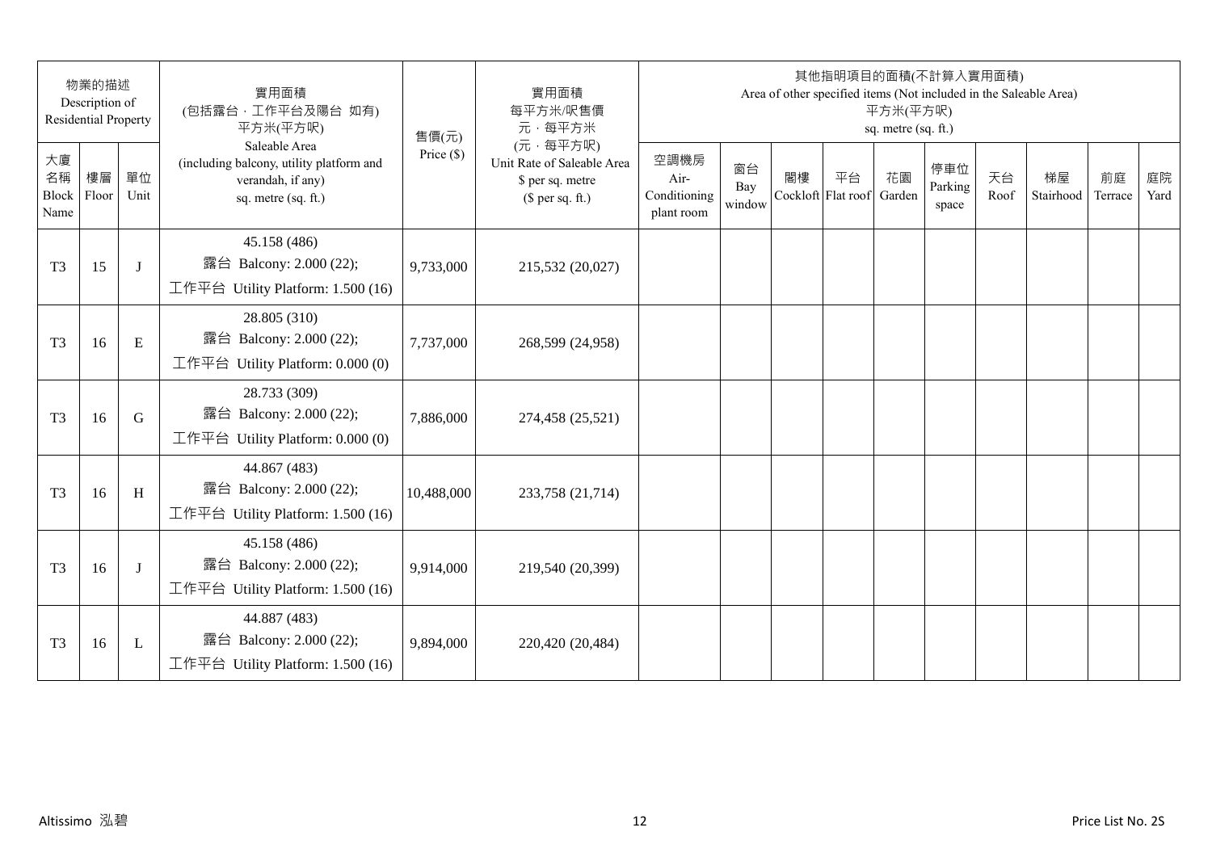| 物業的描述 Description of Residential Property | | | 實用面積 (包括露台，工作平台及陽台 如有) 平方米(平方呎) Saleable Area (including balcony, utility platform and verandah, if any) sq. metre (sq. ft.) | 售價(元) Price ($) | 實用面積 每平方米/呎售價 元，每平方米 (元，每平方呎) Unit Rate of Saleable Area $ per sq. metre ($ per sq. ft.) | 其他指明項目的面積(不計算入實用面積) Area of other specified items (Not included in the Saleable Area) 平方米(平方呎) sq. metre (sq. ft.) | | | | | | | | | |
|---|---|---|---|---|---|---|---|---|---|---|---|---|---|---|---|
| 大廈名稱 Block Name | 樓層 Floor | 單位 Unit | | | | 空調機房 Air-Conditioning plant room | 窗台 Bay window | 閣樓 Cockloft | 平台 Flat roof | 花園 Garden | 停車位 Parking space | 天台 Roof | 梯屋 Stairhood | 前庭 Terrace | 庭院 Yard |
| T3 | 15 | J | 45.158 (486) 露台 Balcony: 2.000 (22); 工作平台 Utility Platform: 1.500 (16) | 9,733,000 | 215,532 (20,027) | | | | | | | | | | |
| T3 | 16 | E | 28.805 (310) 露台 Balcony: 2.000 (22); 工作平台 Utility Platform: 0.000 (0) | 7,737,000 | 268,599 (24,958) | | | | | | | | | | |
| T3 | 16 | G | 28.733 (309) 露台 Balcony: 2.000 (22); 工作平台 Utility Platform: 0.000 (0) | 7,886,000 | 274,458 (25,521) | | | | | | | | | | |
| T3 | 16 | H | 44.867 (483) 露台 Balcony: 2.000 (22); 工作平台 Utility Platform: 1.500 (16) | 10,488,000 | 233,758 (21,714) | | | | | | | | | | |
| T3 | 16 | J | 45.158 (486) 露台 Balcony: 2.000 (22); 工作平台 Utility Platform: 1.500 (16) | 9,914,000 | 219,540 (20,399) | | | | | | | | | | |
| T3 | 16 | L | 44.887 (483) 露台 Balcony: 2.000 (22); 工作平台 Utility Platform: 1.500 (16) | 9,894,000 | 220,420 (20,484) | | | | | | | | | | |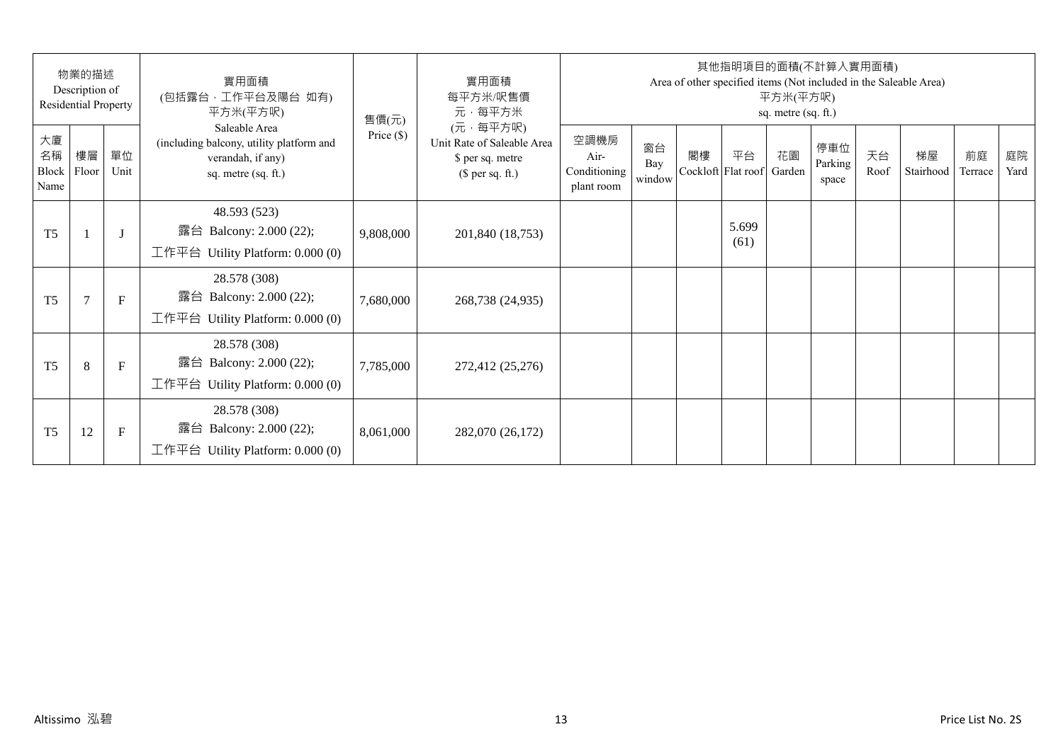| 物業的描述 Description of Residential Property | | | 實用面積 (包括露台，工作平台及陽台 如有) 平方米(平方呎) Saleable Area (including balcony, utility platform and verandah, if any) sq. metre (sq. ft.) | 售價(元) Price ($) | 實用面積 每平方米/呎售價 元，每平方米 (元，每平方呎) Unit Rate of Saleable Area $ per sq. metre ($ per sq. ft.) | 其他指明項目的面積(不計算入實用面積) Area of other specified items (Not included in the Saleable Area) 平方米(平方呎) sq. metre (sq. ft.) | | | | | | | | | |
|---|---|---|---|---|---|---|---|---|---|---|---|---|---|---|---|
| 大廈名稱 Block Name | 樓層 Floor | 單位 Unit | | | | 空調機房 Air-Conditioning plant room | 窗台 Bay window | 閣樓 Cockloft | 平台 Flat roof | 花園 Garden | 停車位 Parking space | 天台 Roof | 梯屋 Stairhood | 前庭 Terrace | 庭院 Yard |
| T5 | 1 | J | 48.593 (523) 露台 Balcony: 2.000 (22); 工作平台 Utility Platform: 0.000 (0) | 9,808,000 | 201,840 (18,753) | | | | 5.699 (61) | | | | | | |
| T5 | 7 | F | 28.578 (308) 露台 Balcony: 2.000 (22); 工作平台 Utility Platform: 0.000 (0) | 7,680,000 | 268,738 (24,935) | | | | | | | | | | |
| T5 | 8 | F | 28.578 (308) 露台 Balcony: 2.000 (22); 工作平台 Utility Platform: 0.000 (0) | 7,785,000 | 272,412 (25,276) | | | | | | | | | | |
| T5 | 12 | F | 28.578 (308) 露台 Balcony: 2.000 (22); 工作平台 Utility Platform: 0.000 (0) | 8,061,000 | 282,070 (26,172) | | | | | | | | | | |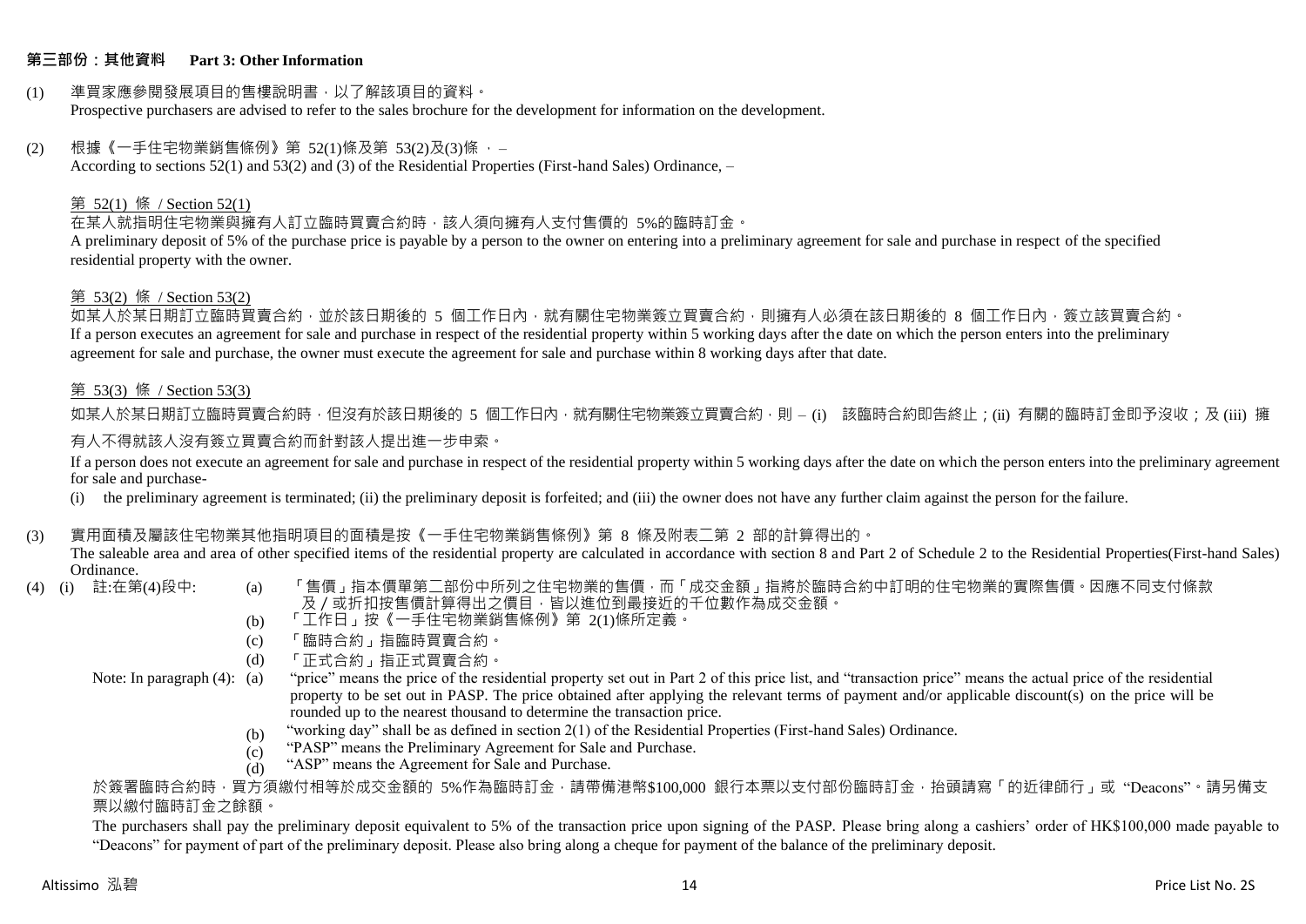## 第三部份：其他資料 Part 3: Other Information

(1) 準買家應參閱發展項目的售樓說明書，以了解該項目的資料。
Prospective purchasers are advised to refer to the sales brochure for the development for information on the development.

(2) 根據《一手住宅物業銷售條例》第 52(1)條及第 53(2)及(3)條，–
According to sections 52(1) and 53(2) and (3) of the Residential Properties (First-hand Sales) Ordinance, –

第 52(1) 條 / Section 52(1)

在某人就指明住宅物業與擁有人訂立臨時買賣合約時，該人須向擁有人支付售價的 5%的臨時訂金。
A preliminary deposit of 5% of the purchase price is payable by a person to the owner on entering into a preliminary agreement for sale and purchase in respect of the specified residential property with the owner.

第 53(2) 條 / Section 53(2)

如某人於某日期訂立臨時買賣合約，並於該日期後的 5 個工作日內，就有關住宅物業簽立買賣合約，則擁有人必須在該日期後的 8 個工作日內，簽立該買賣合約。
If a person executes an agreement for sale and purchase in respect of the residential property within 5 working days after the date on which the person enters into the preliminary agreement for sale and purchase, the owner must execute the agreement for sale and purchase within 8 working days after that date.

第 53(3) 條 / Section 53(3)

如某人於某日期訂立臨時買賣合約時，但沒有於該日期後的 5 個工作日內，就有關住宅物業簽立買賣合約，則 – (i) 該臨時合約即告終止；(ii) 有關的臨時訂金即予沒收；及 (iii) 擁有人不得就該人沒有簽立買賣合約而針對該人提出進一步申索。

If a person does not execute an agreement for sale and purchase in respect of the residential property within 5 working days after the date on which the person enters into the preliminary agreement for sale and purchase-

(i) the preliminary agreement is terminated; (ii) the preliminary deposit is forfeited; and (iii) the owner does not have any further claim against the person for the failure.

(3) 實用面積及屬該住宅物業其他指明項目的面積是按《一手住宅物業銷售條例》第 8 條及附表二第 2 部的計算得出的。
The saleable area and area of other specified items of the residential property are calculated in accordance with section 8 and Part 2 of Schedule 2 to the Residential Properties(First-hand Sales) Ordinance.

(4) (i) 註:在第(4)段中:

(a) 「售價」指本價單第二部份中所列之住宅物業的售價，而「成交金額」指將於臨時合約中訂明的住宅物業的實際售價。因應不同支付條款及／或折扣按售價計算得出之價目，皆以進位到最接近的千位數作為成交金額。
(b) 「工作日」按《一手住宅物業銷售條例》第 2(1)條所定義。
(c) 「臨時合約」指臨時買賣合約。
(d) 「正式合約」指正式買賣合約。

Note: In paragraph (4):

(a) "price" means the price of the residential property set out in Part 2 of this price list, and "transaction price" means the actual price of the residential property to be set out in PASP. The price obtained after applying the relevant terms of payment and/or applicable discount(s) on the price will be rounded up to the nearest thousand to determine the transaction price.
(b) "working day" shall be as defined in section 2(1) of the Residential Properties (First-hand Sales) Ordinance.
(c) "PASP" means the Preliminary Agreement for Sale and Purchase.
(d) "ASP" means the Agreement for Sale and Purchase.

於簽署臨時合約時，買方須繳付相等於成交金額的 5%作為臨時訂金，請帶備港幣$100,000 銀行本票以支付部份臨時訂金，抬頭請寫「的近律師行」或 "Deacons"。請另備支票以繳付臨時訂金之餘額。

The purchasers shall pay the preliminary deposit equivalent to 5% of the transaction price upon signing of the PASP. Please bring along a cashiers' order of HK$100,000 made payable to "Deacons" for payment of part of the preliminary deposit. Please also bring along a cheque for payment of the balance of the preliminary deposit.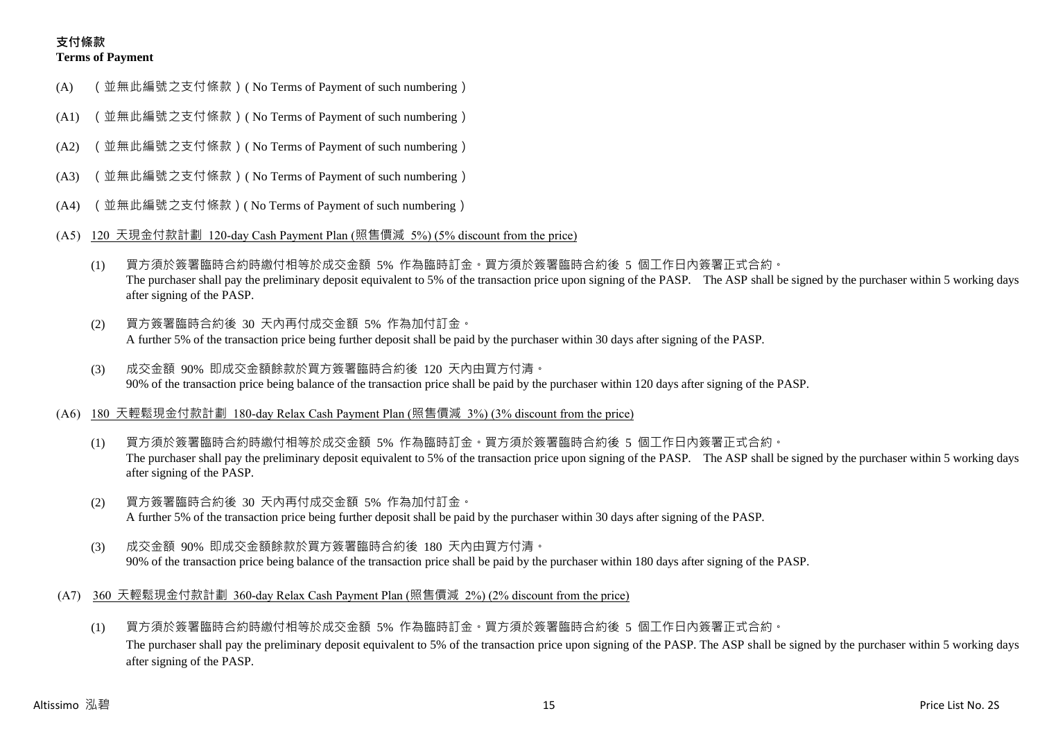**支付條款**
**Terms of Payment**

(A) （並無此編號之支付條款）( No Terms of Payment of such numbering )

(A1) （並無此編號之支付條款）( No Terms of Payment of such numbering )

(A2) （並無此編號之支付條款）( No Terms of Payment of such numbering )

(A3) （並無此編號之支付條款）( No Terms of Payment of such numbering )

(A4) （並無此編號之支付條款）( No Terms of Payment of such numbering )

(A5) 120 天現金付款計劃 120-day Cash Payment Plan (照售價減 5%) (5% discount from the price)

(1) 買方須於簽署臨時合約時繳付相等於成交金額 5% 作為臨時訂金。買方須於簽署臨時合約後 5 個工作日內簽署正式合約。
The purchaser shall pay the preliminary deposit equivalent to 5% of the transaction price upon signing of the PASP. The ASP shall be signed by the purchaser within 5 working days after signing of the PASP.

(2) 買方簽署臨時合約後 30 天內再付成交金額 5% 作為加付訂金。
A further 5% of the transaction price being further deposit shall be paid by the purchaser within 30 days after signing of the PASP.

(3) 成交金額 90% 即成交金額餘款於買方簽署臨時合約後 120 天內由買方付清。
90% of the transaction price being balance of the transaction price shall be paid by the purchaser within 120 days after signing of the PASP.

(A6) 180 天輕鬆現金付款計劃 180-day Relax Cash Payment Plan (照售價減 3%) (3% discount from the price)

(1) 買方須於簽署臨時合約時繳付相等於成交金額 5% 作為臨時訂金。買方須於簽署臨時合約後 5 個工作日內簽署正式合約。
The purchaser shall pay the preliminary deposit equivalent to 5% of the transaction price upon signing of the PASP. The ASP shall be signed by the purchaser within 5 working days after signing of the PASP.

(2) 買方簽署臨時合約後 30 天內再付成交金額 5% 作為加付訂金。
A further 5% of the transaction price being further deposit shall be paid by the purchaser within 30 days after signing of the PASP.

(3) 成交金額 90% 即成交金額餘款於買方簽署臨時合約後 180 天內由買方付清。
90% of the transaction price being balance of the transaction price shall be paid by the purchaser within 180 days after signing of the PASP.

(A7) 360 天輕鬆現金付款計劃 360-day Relax Cash Payment Plan (照售價減 2%) (2% discount from the price)

(1) 買方須於簽署臨時合約時繳付相等於成交金額 5% 作為臨時訂金。買方須於簽署臨時合約後 5 個工作日內簽署正式合約。
The purchaser shall pay the preliminary deposit equivalent to 5% of the transaction price upon signing of the PASP. The ASP shall be signed by the purchaser within 5 working days after signing of the PASP.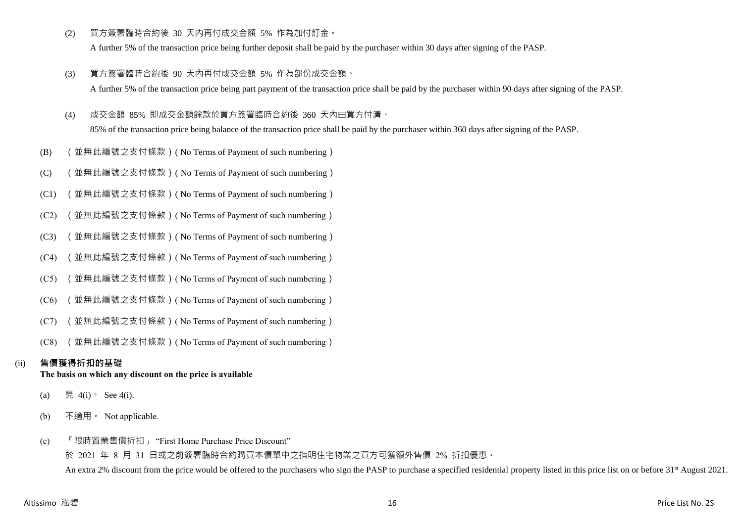(2) 買方簽署臨時合約後 30 天內再付成交金額 5% 作為加付訂金。
A further 5% of the transaction price being further deposit shall be paid by the purchaser within 30 days after signing of the PASP.

(3) 買方簽署臨時合約後 90 天內再付成交金額 5% 作為部份成交金額。
A further 5% of the transaction price being part payment of the transaction price shall be paid by the purchaser within 90 days after signing of the PASP.

(4) 成交金額 85% 即成交金額餘款於買方簽署臨時合約後 360 天內由買方付清。
85% of the transaction price being balance of the transaction price shall be paid by the purchaser within 360 days after signing of the PASP.

(B) （並無此編號之支付條款）( No Terms of Payment of such numbering）

(C) （並無此編號之支付條款）( No Terms of Payment of such numbering）

(C1) （並無此編號之支付條款）( No Terms of Payment of such numbering）

(C2) （並無此編號之支付條款）( No Terms of Payment of such numbering）

(C3) （並無此編號之支付條款）( No Terms of Payment of such numbering）

(C4) （並無此編號之支付條款）( No Terms of Payment of such numbering）

(C5) （並無此編號之支付條款）( No Terms of Payment of such numbering）

(C6) （並無此編號之支付條款）( No Terms of Payment of such numbering）

(C7) （並無此編號之支付條款）( No Terms of Payment of such numbering）

(C8) （並無此編號之支付條款）( No Terms of Payment of such numbering）

(ii) **售價獲得折扣的基礎**
**The basis on which any discount on the price is available**

(a) 見 4(i)。 See 4(i).

(b) 不適用。 Not applicable.

(c) 「限時置業售價折扣」 “First Home Purchase Price Discount”
於 2021 年 8 月 31 日或之前簽署臨時合約購買本價單中之指明住宅物業之買方可獲額外售價 2% 折扣優惠。
An extra 2% discount from the price would be offered to the purchasers who sign the PASP to purchase a specified residential property listed in this price list on or before 31st August 2021.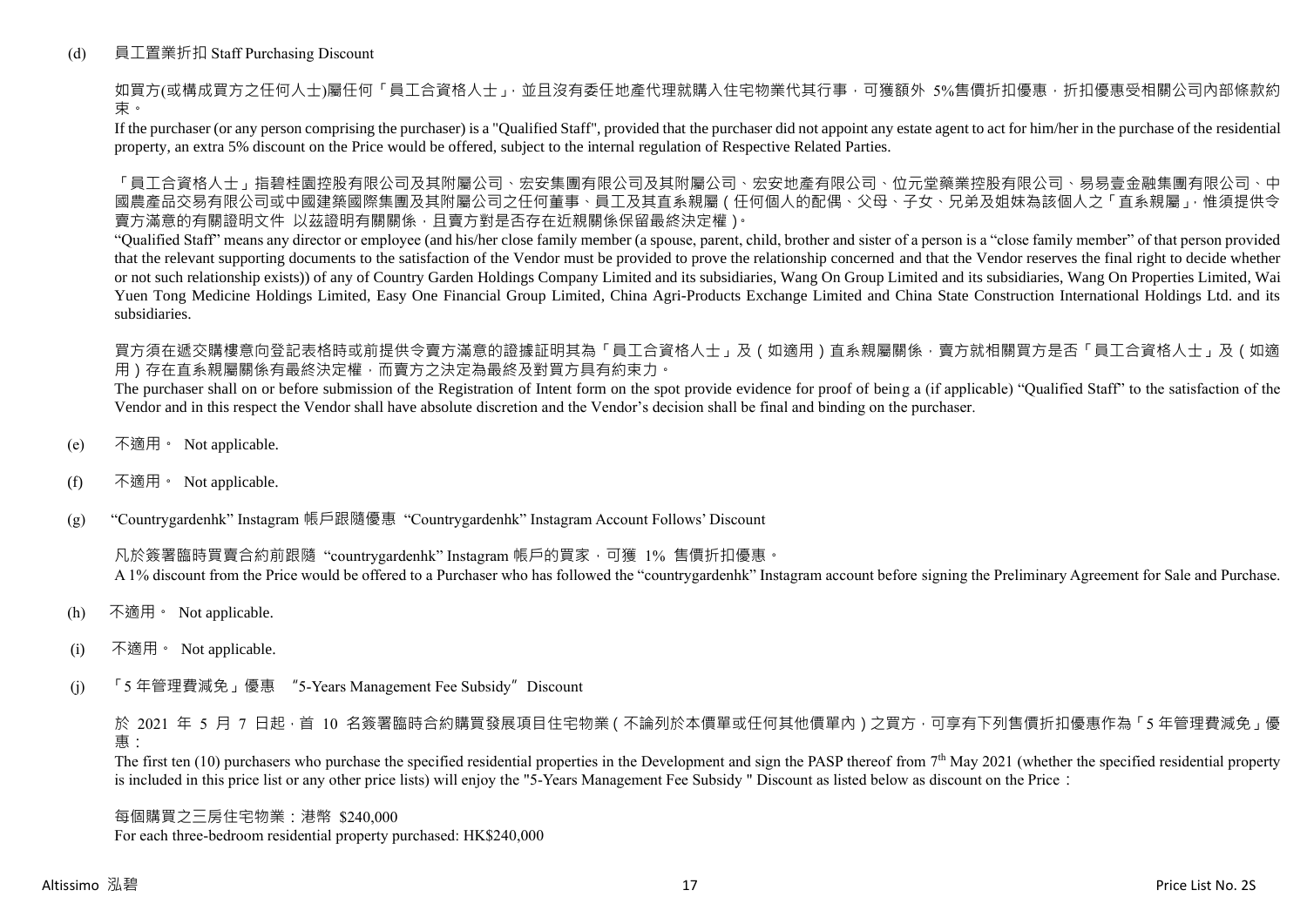(d) 員工置業折扣 Staff Purchasing Discount

如買方(或構成買方之任何人士)屬任何「員工合資格人士」，並且沒有委任地產代理就購入住宅物業代其行事，可獲額外 5%售價折扣優惠，折扣優惠受相關公司內部條款約束。

If the purchaser (or any person comprising the purchaser) is a "Qualified Staff", provided that the purchaser did not appoint any estate agent to act for him/her in the purchase of the residential property, an extra 5% discount on the Price would be offered, subject to the internal regulation of Respective Related Parties.

「員工合資格人士」指碧桂園控股有限公司及其附屬公司、宏安集團有限公司及其附屬公司、宏安地產有限公司、位元堂藥業控股有限公司、易易壹金融集團有限公司、中國農產品交易有限公司或中國建築國際集團及其附屬公司之任何董事、員工及其直系親屬（任何個人的配偶、父母、子女、兄弟及姐妹為該個人之「直系親屬」，惟須提供令賣方滿意的有關證明文件 以茲證明有關關係，且賣方對是否存在近親關係保留最終決定權）。

"Qualified Staff" means any director or employee (and his/her close family member (a spouse, parent, child, brother and sister of a person is a "close family member" of that person provided that the relevant supporting documents to the satisfaction of the Vendor must be provided to prove the relationship concerned and that the Vendor reserves the final right to decide whether or not such relationship exists)) of any of Country Garden Holdings Company Limited and its subsidiaries, Wang On Group Limited and its subsidiaries, Wang On Properties Limited, Wai Yuen Tong Medicine Holdings Limited, Easy One Financial Group Limited, China Agri-Products Exchange Limited and China State Construction International Holdings Ltd. and its subsidiaries.

買方須在遞交購樓意向登記表格時或前提供令賣方滿意的證據証明其為「員工合資格人士」及（如適用）直系親屬關係，賣方就相關買方是否「員工合資格人士」及（如適用）存在直系親屬關係有最終決定權，而賣方之決定為最終及對買方具有約束力。

The purchaser shall on or before submission of the Registration of Intent form on the spot provide evidence for proof of being a (if applicable) "Qualified Staff" to the satisfaction of the Vendor and in this respect the Vendor shall have absolute discretion and the Vendor's decision shall be final and binding on the purchaser.

(e) 不適用。 Not applicable.

(f) 不適用。 Not applicable.

(g) "Countrygardenhk" Instagram 帳戶跟隨優惠 "Countrygardenhk" Instagram Account Follows' Discount

凡於簽署臨時買賣合約前跟隨 "countrygardenhk" Instagram 帳戶的買家，可獲 1% 售價折扣優惠。
A 1% discount from the Price would be offered to a Purchaser who has followed the "countrygardenhk" Instagram account before signing the Preliminary Agreement for Sale and Purchase.

(h) 不適用。 Not applicable.

(i) 不適用。 Not applicable.

(j) 「5 年管理費減免」優惠 "5-Years Management Fee Subsidy" Discount

於 2021 年 5 月 7 日起，首 10 名簽署臨時合約購買發展項目住宅物業（不論列於本價單或任何其他價單內）之買方，可享有下列售價折扣優惠作為「5 年管理費減免」優惠：

The first ten (10) purchasers who purchase the specified residential properties in the Development and sign the PASP thereof from 7th May 2021 (whether the specified residential property is included in this price list or any other price lists) will enjoy the "5-Years Management Fee Subsidy " Discount as listed below as discount on the Price：

每個購買之三房住宅物業：港幣 $240,000
For each three-bedroom residential property purchased: HK$240,000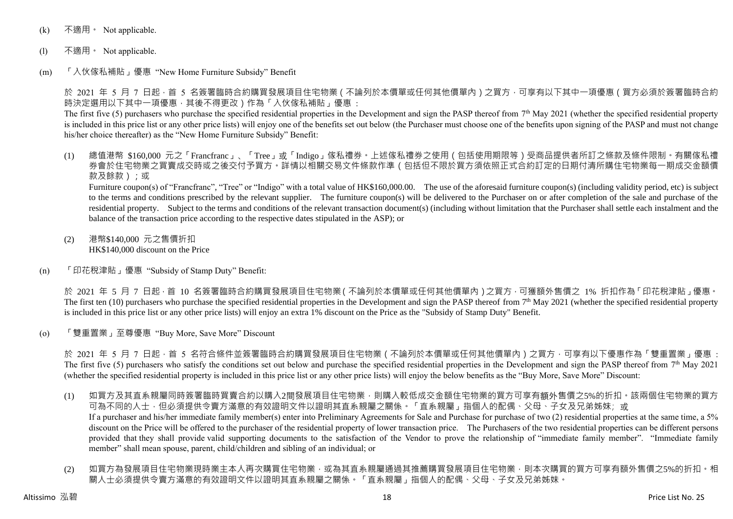(k) 不適用。 Not applicable.

(l) 不適用。 Not applicable.

(m) 「入伙傢私補貼」優惠 "New Home Furniture Subsidy" Benefit

於 2021 年 5 月 7 日起，首 5 名簽署臨時合約購買發展項目住宅物業（不論列於本價單或任何其他價單內）之買方，可享有以下其中一項優惠（買方必須於簽署臨時合約時決定選用以下其中一項優惠，其後不得更改）作為「入伙傢私補貼」優惠：
The first five (5) purchasers who purchase the specified residential properties in the Development and sign the PASP thereof from 7th May 2021 (whether the specified residential property is included in this price list or any other price lists) will enjoy one of the benefits set out below (the Purchaser must choose one of the benefits upon signing of the PASP and must not change his/her choice thereafter) as the "New Home Furniture Subsidy" Benefit:

(1) 總值港幣 $160,000 元之「Francfranc」、「Tree」或「Indigo」傢私禮券。上述傢私禮券之使用（包括使用期限等）受商品提供者所訂之條款及條件限制。有關傢私禮券會於住宅物業之買賣成交時或之後交付予買方。詳情以相關交易文件條款作準（包括但不限於買方須依照正式合約訂定的日期付清所購住宅物業每一期成交金額價款及餘款）；或
Furniture coupon(s) of "Francfranc", "Tree" or "Indigo" with a total value of HK$160,000.00. The use of the aforesaid furniture coupon(s) (including validity period, etc) is subject to the terms and conditions prescribed by the relevant supplier. The furniture coupon(s) will be delivered to the Purchaser on or after completion of the sale and purchase of the residential property. Subject to the terms and conditions of the relevant transaction document(s) (including without limitation that the Purchaser shall settle each instalment and the balance of the transaction price according to the respective dates stipulated in the ASP); or

(2) 港幣$140,000 元之售價折扣
HK$140,000 discount on the Price

(n) 「印花稅津貼」優惠 "Subsidy of Stamp Duty" Benefit:

於 2021 年 5 月 7 日起，首 10 名簽署臨時合約購買發展項目住宅物業（不論列於本價單或任何其他價單內）之買方，可獲額外售價之 1% 折扣作為「印花稅津貼」優惠。
The first ten (10) purchasers who purchase the specified residential properties in the Development and sign the PASP thereof from 7th May 2021 (whether the specified residential property is included in this price list or any other price lists) will enjoy an extra 1% discount on the Price as the "Subsidy of Stamp Duty" Benefit.

(o) 「雙重置業」至尊優惠 "Buy More, Save More" Discount

於 2021 年 5 月 7 日起，首 5 名符合條件並簽署臨時合約購買發展項目住宅物業（不論列於本價單或任何其他價單內）之買方，可享有以下優惠作為「雙重置業」優惠：
The first five (5) purchasers who satisfy the conditions set out below and purchase the specified residential properties in the Development and sign the PASP thereof from 7th May 2021 (whether the specified residential property is included in this price list or any other price lists) will enjoy the below benefits as the "Buy More, Save More" Discount:

(1) 如買方及其直系親屬同時簽署臨時買賣合約以購入2間發展項目住宅物業，則購入較低成交金額住宅物業的買方可享有額外售價之5%的折扣。該兩個住宅物業的買方可為不同的人士，但必須提供令賣方滿意的有效證明文件以證明其直系親屬之關係。「直系親屬」指個人的配偶、父母、子女及兄弟姊妹；或
If a purchaser and his/her immediate family member(s) enter into Preliminary Agreements for Sale and Purchase for purchase of two (2) residential properties at the same time, a 5% discount on the Price will be offered to the purchaser of the residential property of lower transaction price. The Purchasers of the two residential properties can be different persons provided that they shall provide valid supporting documents to the satisfaction of the Vendor to prove the relationship of "immediate family member". "Immediate family member" shall mean spouse, parent, child/children and sibling of an individual; or

(2) 如買方為發展項目住宅物業現時業主本人再次購買住宅物業，或為其直系親屬通過其推薦購買發展項目住宅物業，則本次購買的買方可享有額外售價之5%的折扣。相關人士必須提供令賣方滿意的有效證明文件以證明其直系親屬之關係。「直系親屬」指個人的配偶、父母、子女及兄弟姊妹。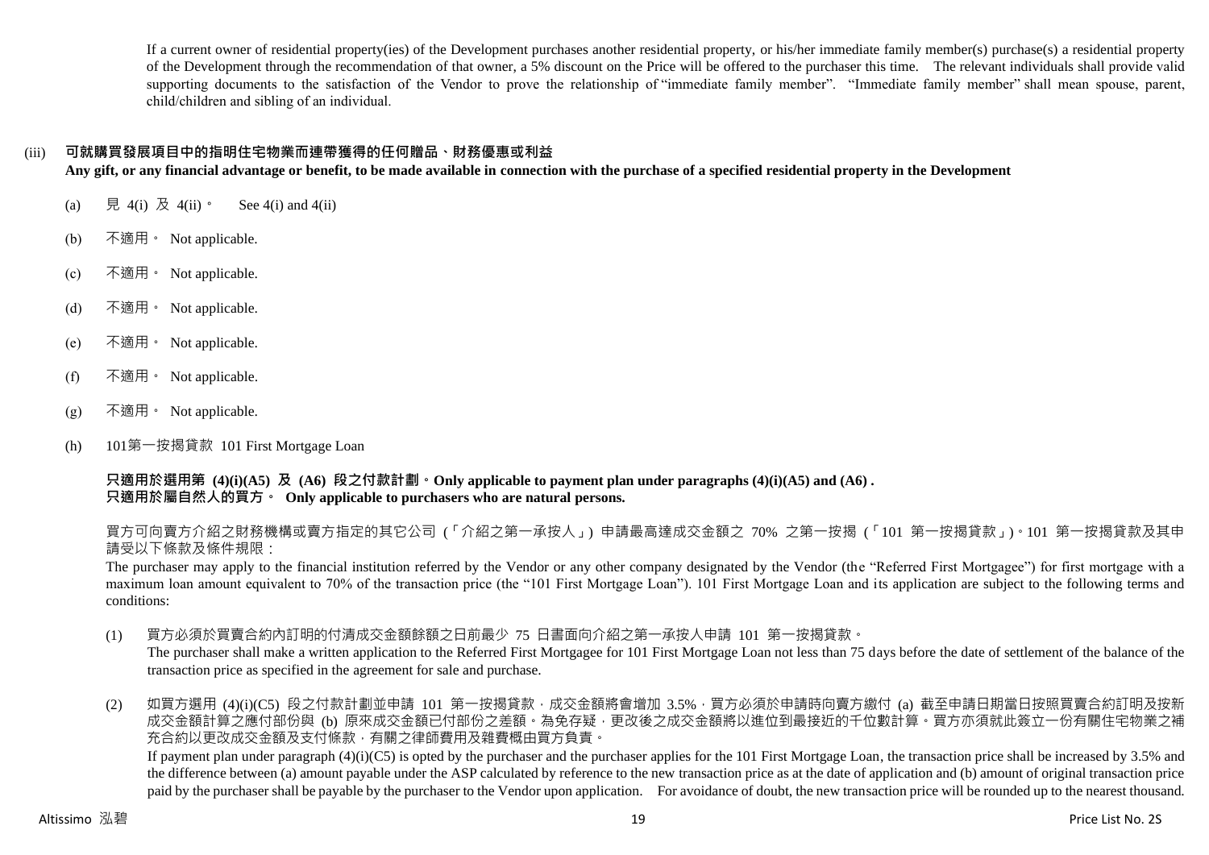If a current owner of residential property(ies) of the Development purchases another residential property, or his/her immediate family member(s) purchase(s) a residential property of the Development through the recommendation of that owner, a 5% discount on the Price will be offered to the purchaser this time. The relevant individuals shall provide valid supporting documents to the satisfaction of the Vendor to prove the relationship of "immediate family member". "Immediate family member" shall mean spouse, parent, child/children and sibling of an individual.

(iii) **可就購買發展項目中的指明住宅物業而連帶獲得的任何贈品、財務優惠或利益**
**Any gift, or any financial advantage or benefit, to be made available in connection with the purchase of a specified residential property in the Development**

(a) 見 4(i) 及 4(ii)。 See 4(i) and 4(ii)

(b) 不適用。 Not applicable.

(c) 不適用。 Not applicable.

(d) 不適用。 Not applicable.

(e) 不適用。 Not applicable.

(f) 不適用。 Not applicable.

(g) 不適用。 Not applicable.

(h) 101第一按揭貸款 101 First Mortgage Loan

**只適用於選用第 (4)(i)(A5) 及 (A6) 段之付款計劃。Only applicable to payment plan under paragraphs (4)(i)(A5) and (A6) .**
**只適用於屬自然人的買方。 Only applicable to purchasers who are natural persons.**

買方可向賣方介紹之財務機構或賣方指定的其它公司 (「介紹之第一承按人」) 申請最高達成交金額之 70% 之第一按揭 (「101 第一按揭貸款」)。101 第一按揭貸款及其申請受以下條款及條件規限：

The purchaser may apply to the financial institution referred by the Vendor or any other company designated by the Vendor (the "Referred First Mortgagee") for first mortgage with a maximum loan amount equivalent to 70% of the transaction price (the "101 First Mortgage Loan"). 101 First Mortgage Loan and its application are subject to the following terms and conditions:

(1) 買方必須於買賣合約內訂明的付清成交金額餘額之日前最少 75 日書面向介紹之第一承按人申請 101 第一按揭貸款。
The purchaser shall make a written application to the Referred First Mortgagee for 101 First Mortgage Loan not less than 75 days before the date of settlement of the balance of the transaction price as specified in the agreement for sale and purchase.

(2) 如買方選用 (4)(i)(C5) 段之付款計劃並申請 101 第一按揭貸款，成交金額將會增加 3.5%，買方必須於申請時向賣方繳付 (a) 截至申請日期當日按照買賣合約訂明及按新成交金額計算之應付部份與 (b) 原來成交金額已付部份之差額。為免存疑，更改後之成交金額將以進位到最接近的千位數計算。買方亦須就此簽立一份有關住宅物業之補充合約以更改成交金額及支付條款，有關之律師費用及雜費概由買方負責。
If payment plan under paragraph (4)(i)(C5) is opted by the purchaser and the purchaser applies for the 101 First Mortgage Loan, the transaction price shall be increased by 3.5% and the difference between (a) amount payable under the ASP calculated by reference to the new transaction price as at the date of application and (b) amount of original transaction price paid by the purchaser shall be payable by the purchaser to the Vendor upon application. For avoidance of doubt, the new transaction price will be rounded up to the nearest thousand.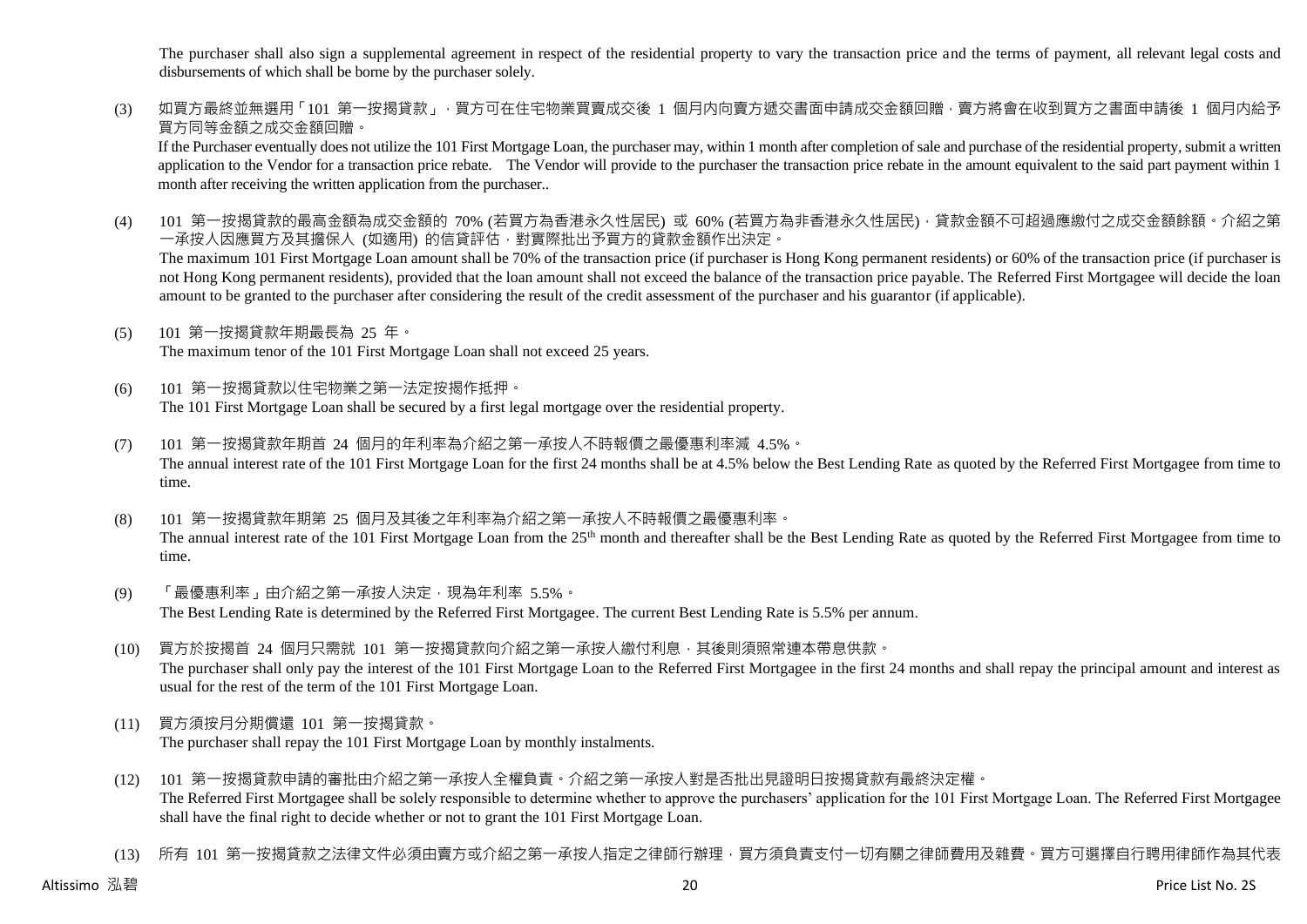The purchaser shall also sign a supplemental agreement in respect of the residential property to vary the transaction price and the terms of payment, all relevant legal costs and disbursements of which shall be borne by the purchaser solely.

(3) 如買方最終並無選用「101 第一按揭貸款」，買方可在住宅物業買賣成交後 1 個月內向賣方遞交書面申請成交金額回贈，賣方將會在收到買方之書面申請後 1 個月內給予買方同等金額之成交金額回贈。
If the Purchaser eventually does not utilize the 101 First Mortgage Loan, the purchaser may, within 1 month after completion of sale and purchase of the residential property, submit a written application to the Vendor for a transaction price rebate. The Vendor will provide to the purchaser the transaction price rebate in the amount equivalent to the said part payment within 1 month after receiving the written application from the purchaser..

(4) 101 第一按揭貸款的最高金額為成交金額的 70% (若買方為香港永久性居民) 或 60% (若買方為非香港永久性居民)，貸款金額不可超過應繳付之成交金額餘額。介紹之第一承按人因應買方及其擔保人 (如適用) 的信貸評估，對實際批出予買方的貸款金額作出決定。
The maximum 101 First Mortgage Loan amount shall be 70% of the transaction price (if purchaser is Hong Kong permanent residents) or 60% of the transaction price (if purchaser is not Hong Kong permanent residents), provided that the loan amount shall not exceed the balance of the transaction price payable. The Referred First Mortgagee will decide the loan amount to be granted to the purchaser after considering the result of the credit assessment of the purchaser and his guarantor (if applicable).

(5) 101 第一按揭貸款年期最長為 25 年。
The maximum tenor of the 101 First Mortgage Loan shall not exceed 25 years.

(6) 101 第一按揭貸款以住宅物業之第一法定按揭作抵押。
The 101 First Mortgage Loan shall be secured by a first legal mortgage over the residential property.

(7) 101 第一按揭貸款年期首 24 個月的年利率為介紹之第一承按人不時報價之最優惠利率減 4.5%。
The annual interest rate of the 101 First Mortgage Loan for the first 24 months shall be at 4.5% below the Best Lending Rate as quoted by the Referred First Mortgagee from time to time.

(8) 101 第一按揭貸款年期第 25 個月及其後之年利率為介紹之第一承按人不時報價之最優惠利率。
The annual interest rate of the 101 First Mortgage Loan from the 25th month and thereafter shall be the Best Lending Rate as quoted by the Referred First Mortgagee from time to time.

(9) 「最優惠利率」由介紹之第一承按人決定，現為年利率 5.5%。
The Best Lending Rate is determined by the Referred First Mortgagee. The current Best Lending Rate is 5.5% per annum.

(10) 買方於按揭首 24 個月只需就 101 第一按揭貸款向介紹之第一承按人繳付利息，其後則須照常連本帶息供款。
The purchaser shall only pay the interest of the 101 First Mortgage Loan to the Referred First Mortgagee in the first 24 months and shall repay the principal amount and interest as usual for the rest of the term of the 101 First Mortgage Loan.

(11) 買方須按月分期償還 101 第一按揭貸款。
The purchaser shall repay the 101 First Mortgage Loan by monthly instalments.

(12) 101 第一按揭貸款申請的審批由介紹之第一承按人全權負責。介紹之第一承按人對是否批出見證明日按揭貸款有最終決定權。
The Referred First Mortgagee shall be solely responsible to determine whether to approve the purchasers' application for the 101 First Mortgage Loan. The Referred First Mortgagee shall have the final right to decide whether or not to grant the 101 First Mortgage Loan.

(13) 所有 101 第一按揭貸款之法律文件必須由賣方或介紹之第一承按人指定之律師行辦理，買方須負責支付一切有關之律師費用及雜費。買方可選擇自行聘用律師作為其代表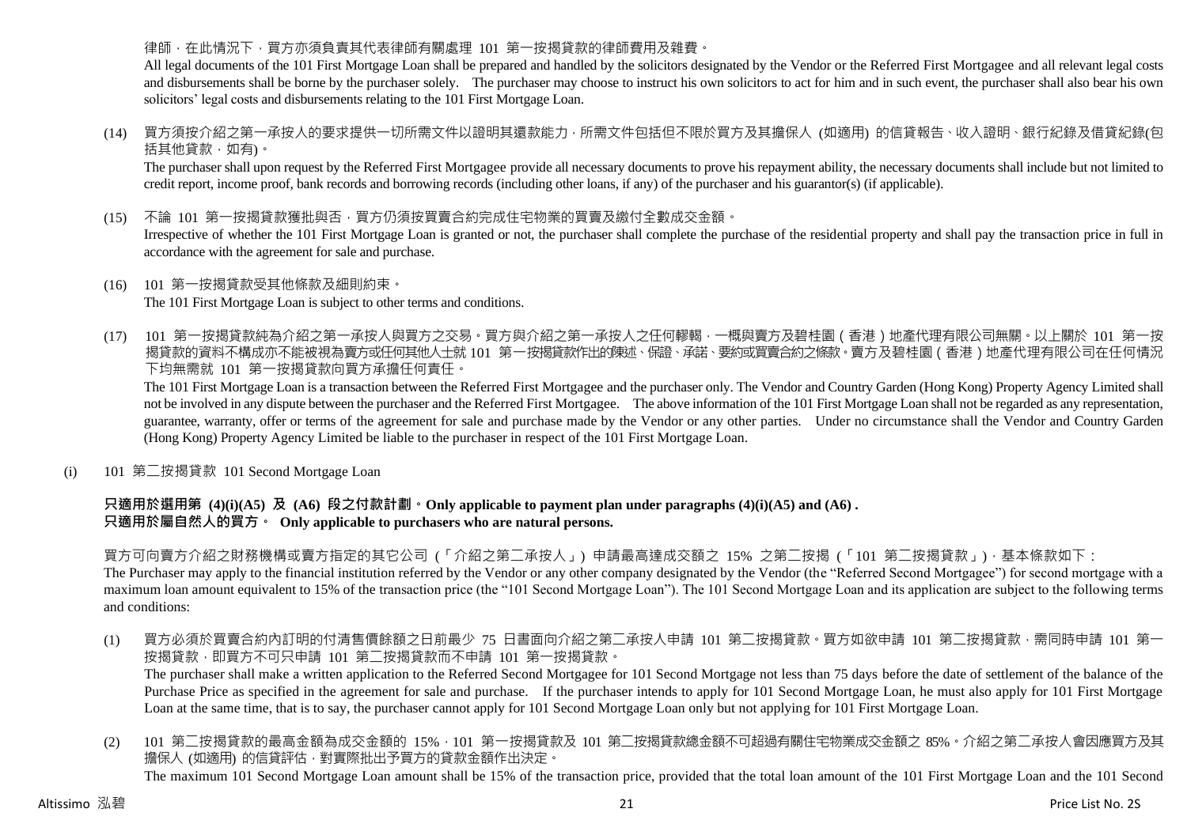律師，在此情況下，買方亦須負責其代表律師有關處理 101 第一按揭貸款的律師費用及雜費。

All legal documents of the 101 First Mortgage Loan shall be prepared and handled by the solicitors designated by the Vendor or the Referred First Mortgagee and all relevant legal costs and disbursements shall be borne by the purchaser solely. The purchaser may choose to instruct his own solicitors to act for him and in such event, the purchaser shall also bear his own solicitors' legal costs and disbursements relating to the 101 First Mortgage Loan.

(14) 買方須按介紹之第一承按人的要求提供一切所需文件以證明其還款能力，所需文件包括但不限於買方及其擔保人 (如適用) 的信貸報告、收入證明、銀行紀錄及借貸紀錄(包括其他貸款，如有)。

The purchaser shall upon request by the Referred First Mortgagee provide all necessary documents to prove his repayment ability, the necessary documents shall include but not limited to credit report, income proof, bank records and borrowing records (including other loans, if any) of the purchaser and his guarantor(s) (if applicable).

(15) 不論 101 第一按揭貸款獲批與否，買方仍須按買賣合約完成住宅物業的買賣及繳付全數成交金額。

Irrespective of whether the 101 First Mortgage Loan is granted or not, the purchaser shall complete the purchase of the residential property and shall pay the transaction price in full in accordance with the agreement for sale and purchase.

(16) 101 第一按揭貸款受其他條款及細則約束。

The 101 First Mortgage Loan is subject to other terms and conditions.

(17) 101 第一按揭貸款純為介紹之第一承按人與買方之交易。買方與介紹之第一承按人之任何轇轕，一概與賣方及碧桂園（香港）地產代理有限公司無關。以上關於 101 第一按揭貸款的資料不構成亦不能被視為賣方或任何其他人士就 101 第一按揭貸款作出的陳述、保證、承諾、要約或買賣合約之條款。賣方及碧桂園（香港）地產代理有限公司在任何情況下均無需就 101 第一按揭貸款向買方承擔任何責任。

The 101 First Mortgage Loan is a transaction between the Referred First Mortgagee and the purchaser only. The Vendor and Country Garden (Hong Kong) Property Agency Limited shall not be involved in any dispute between the purchaser and the Referred First Mortgagee. The above information of the 101 First Mortgage Loan shall not be regarded as any representation, guarantee, warranty, offer or terms of the agreement for sale and purchase made by the Vendor or any other parties. Under no circumstance shall the Vendor and Country Garden (Hong Kong) Property Agency Limited be liable to the purchaser in respect of the 101 First Mortgage Loan.

(i) 101 第二按揭貸款 101 Second Mortgage Loan

**只適用於選用第 (4)(i)(A5) 及 (A6) 段之付款計劃。Only applicable to payment plan under paragraphs (4)(i)(A5) and (A6) .**
**只適用於屬自然人的買方。 Only applicable to purchasers who are natural persons.**

買方可向賣方介紹之財務機構或賣方指定的其它公司 (「介紹之第二承按人」) 申請最高達成交額之 15% 之第二按揭 (「101 第二按揭貸款」)，基本條款如下：

The Purchaser may apply to the financial institution referred by the Vendor or any other company designated by the Vendor (the "Referred Second Mortgagee") for second mortgage with a maximum loan amount equivalent to 15% of the transaction price (the "101 Second Mortgage Loan"). The 101 Second Mortgage Loan and its application are subject to the following terms and conditions:

(1) 買方必須於買賣合約內訂明的付清售價餘額之日前最少 75 日書面向介紹之第二承按人申請 101 第二按揭貸款。買方如欲申請 101 第二按揭貸款，需同時申請 101 第一按揭貸款，即買方不可只申請 101 第二按揭貸款而不申請 101 第一按揭貸款。

The purchaser shall make a written application to the Referred Second Mortgagee for 101 Second Mortgage not less than 75 days before the date of settlement of the balance of the Purchase Price as specified in the agreement for sale and purchase. If the purchaser intends to apply for 101 Second Mortgage Loan, he must also apply for 101 First Mortgage Loan at the same time, that is to say, the purchaser cannot apply for 101 Second Mortgage Loan only but not applying for 101 First Mortgage Loan.

(2) 101 第二按揭貸款的最高金額為成交金額的 15%，101 第一按揭貸款及 101 第二按揭貸款總金額不可超過有關住宅物業成交金額之 85%。介紹之第二承按人會因應買方及其擔保人 (如適用) 的信貸評估，對實際批出予買方的貸款金額作出決定。

The maximum 101 Second Mortgage Loan amount shall be 15% of the transaction price, provided that the total loan amount of the 101 First Mortgage Loan and the 101 Second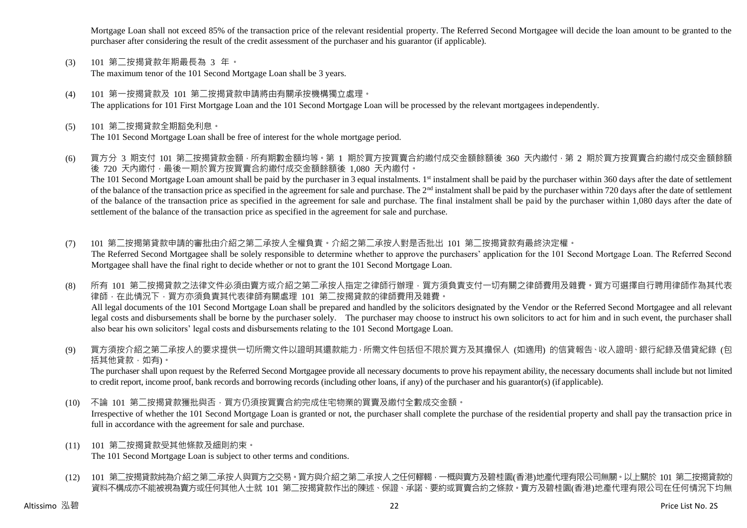Mortgage Loan shall not exceed 85% of the transaction price of the relevant residential property. The Referred Second Mortgagee will decide the loan amount to be granted to the purchaser after considering the result of the credit assessment of the purchaser and his guarantor (if applicable).

(3) 101 第二按揭貸款年期最長為 3 年。
The maximum tenor of the 101 Second Mortgage Loan shall be 3 years.

(4) 101 第一按揭貸款及 101 第二按揭貸款申請將由有關承按機構獨立處理。
The applications for 101 First Mortgage Loan and the 101 Second Mortgage Loan will be processed by the relevant mortgagees independently.

(5) 101 第二按揭貸款全期豁免利息。
The 101 Second Mortgage Loan shall be free of interest for the whole mortgage period.

(6) 買方分 3 期支付 101 第二按揭貸款金額，所有期數金額均等。第 1 期於買方按買賣合約繳付成交金額餘額後 360 天內繳付，第 2 期於買方按買賣合約繳付成交金額餘額後 720 天內繳付，最後一期於買方按買賣合約繳付成交金額餘額後 1,080 天內繳付。
The 101 Second Mortgage Loan amount shall be paid by the purchaser in 3 equal instalments. 1st instalment shall be paid by the purchaser within 360 days after the date of settlement of the balance of the transaction price as specified in the agreement for sale and purchase. The 2nd instalment shall be paid by the purchaser within 720 days after the date of settlement of the balance of the transaction price as specified in the agreement for sale and purchase. The final instalment shall be paid by the purchaser within 1,080 days after the date of settlement of the balance of the transaction price as specified in the agreement for sale and purchase.

(7) 101 第二按揭第貸款申請的審批由介紹之第二承按人全權負責。介紹之第二承按人對是否批出 101 第二按揭貸款有最終決定權。
The Referred Second Mortgagee shall be solely responsible to determine whether to approve the purchasers' application for the 101 Second Mortgage Loan. The Referred Second Mortgagee shall have the final right to decide whether or not to grant the 101 Second Mortgage Loan.

(8) 所有 101 第二按揭貸款之法律文件必須由賣方或介紹之第二承按人指定之律師行辦理，買方須負責支付一切有關之律師費用及雜費。買方可選擇自行聘用律師作為其代表律師，在此情況下，買方亦須負責其代表律師有關處理 101 第二按揭貸款的律師費用及雜費。
All legal documents of the 101 Second Mortgage Loan shall be prepared and handled by the solicitors designated by the Vendor or the Referred Second Mortgagee and all relevant legal costs and disbursements shall be borne by the purchaser solely. The purchaser may choose to instruct his own solicitors to act for him and in such event, the purchaser shall also bear his own solicitors' legal costs and disbursements relating to the 101 Second Mortgage Loan.

(9) 買方須按介紹之第二承按人的要求提供一切所需文件以證明其還款能力，所需文件包括但不限於買方及其擔保人 (如適用) 的信貸報告、收入證明、銀行紀錄及借貸紀錄 (包括其他貸款，如有)。
The purchaser shall upon request by the Referred Second Mortgagee provide all necessary documents to prove his repayment ability, the necessary documents shall include but not limited to credit report, income proof, bank records and borrowing records (including other loans, if any) of the purchaser and his guarantor(s) (if applicable).

(10) 不論 101 第二按揭貸款獲批與否，買方仍須按買賣合約完成住宅物業的買賣及繳付全數成交金額。
Irrespective of whether the 101 Second Mortgage Loan is granted or not, the purchaser shall complete the purchase of the residential property and shall pay the transaction price in full in accordance with the agreement for sale and purchase.

(11) 101 第二按揭貸款受其他條款及細則約束。
The 101 Second Mortgage Loan is subject to other terms and conditions.

(12) 101 第二按揭貸款純為介紹之第二承按人與買方之交易。買方與介紹之第二承按人之任何轇輵，一概與賣方及碧桂園(香港)地產代理有限公司無關。以上關於 101 第二按揭貸款的資料不構成亦不能被視為賣方或任何其他人士就 101 第二按揭貸款作出的陳述、保證、承諾、要約或買賣合約之條款。賣方及碧桂園(香港)地產代理有限公司在任何情況下均無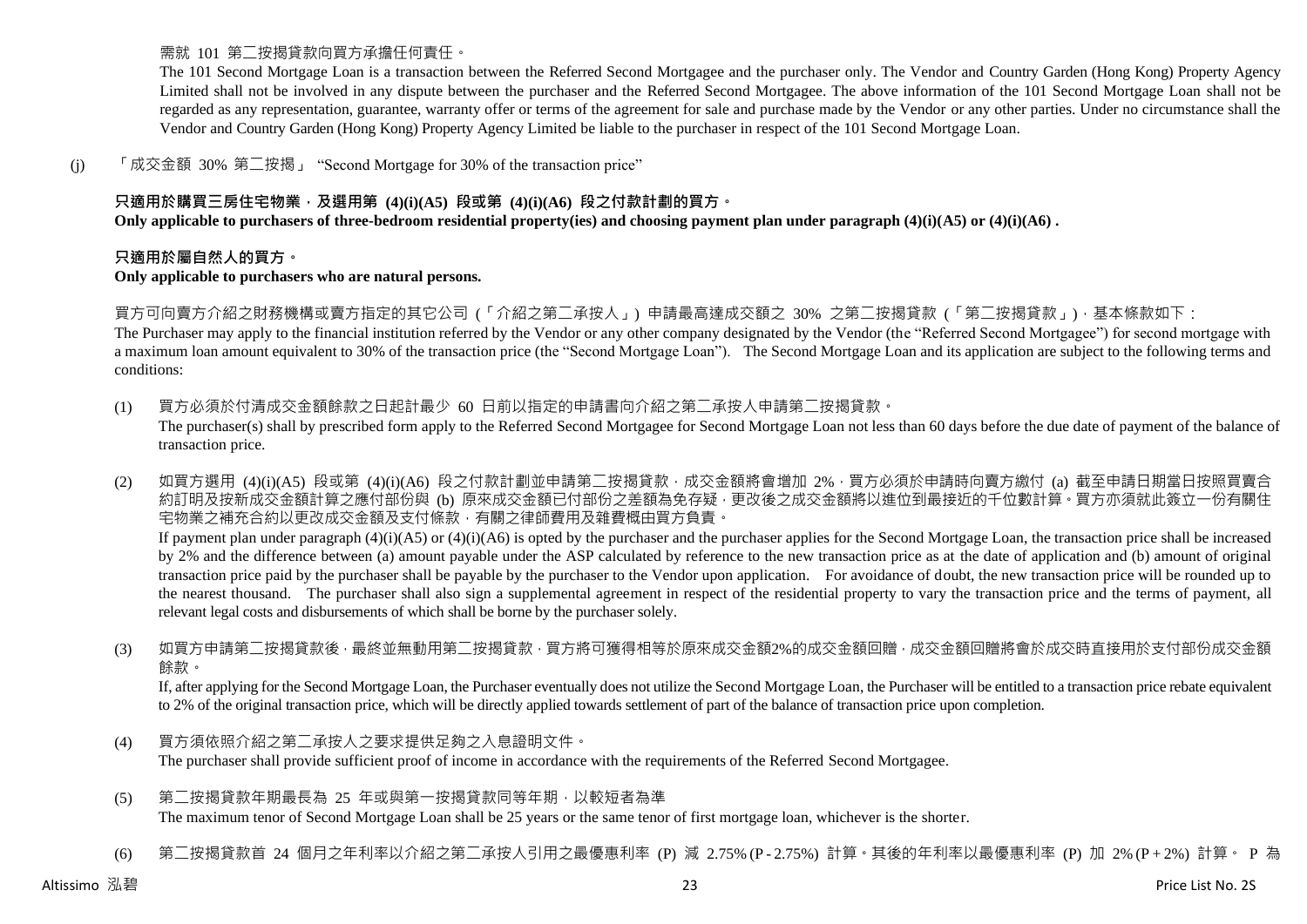需就 101 第二按揭貸款向買方承擔任何責任。

The 101 Second Mortgage Loan is a transaction between the Referred Second Mortgagee and the purchaser only. The Vendor and Country Garden (Hong Kong) Property Agency Limited shall not be involved in any dispute between the purchaser and the Referred Second Mortgagee. The above information of the 101 Second Mortgage Loan shall not be regarded as any representation, guarantee, warranty offer or terms of the agreement for sale and purchase made by the Vendor or any other parties. Under no circumstance shall the Vendor and Country Garden (Hong Kong) Property Agency Limited be liable to the purchaser in respect of the 101 Second Mortgage Loan.

(j) 「成交金額 30% 第二按揭」 "Second Mortgage for 30% of the transaction price"

**只適用於購買三房住宅物業，及選用第 (4)(i)(A5) 段或第 (4)(i)(A6) 段之付款計劃的買方。**
**Only applicable to purchasers of three-bedroom residential property(ies) and choosing payment plan under paragraph (4)(i)(A5) or (4)(i)(A6) .**

**只適用於屬自然人的買方。**
**Only applicable to purchasers who are natural persons.**

買方可向賣方介紹之財務機構或賣方指定的其它公司 (「介紹之第二承按人」) 申請最高達成交額之 30% 之第二按揭貸款 (「第二按揭貸款」)，基本條款如下：
The Purchaser may apply to the financial institution referred by the Vendor or any other company designated by the Vendor (the "Referred Second Mortgagee") for second mortgage with a maximum loan amount equivalent to 30% of the transaction price (the "Second Mortgage Loan"). The Second Mortgage Loan and its application are subject to the following terms and conditions:

(1) 買方必須於付清成交金額餘款之日起計最少 60 日前以指定的申請書向介紹之第二承按人申請第二按揭貸款。
The purchaser(s) shall by prescribed form apply to the Referred Second Mortgagee for Second Mortgage Loan not less than 60 days before the due date of payment of the balance of transaction price.

(2) 如買方選用 (4)(i)(A5) 段或第 (4)(i)(A6) 段之付款計劃並申請第二按揭貸款，成交金額將會增加 2%，買方必須於申請時向賣方繳付 (a) 截至申請日期當日按照買賣合約訂明及按新成交金額計算之應付部份與 (b) 原來成交金額已付部份之差額為免存疑，更改後之成交金額將以進位到最接近的千位數計算。買方亦須就此簽立一份有關住宅物業之補充合約以更改成交金額及支付條款，有關之律師費用及雜費概由買方負責。
If payment plan under paragraph (4)(i)(A5) or (4)(i)(A6) is opted by the purchaser and the purchaser applies for the Second Mortgage Loan, the transaction price shall be increased by 2% and the difference between (a) amount payable under the ASP calculated by reference to the new transaction price as at the date of application and (b) amount of original transaction price paid by the purchaser shall be payable by the purchaser to the Vendor upon application. For avoidance of doubt, the new transaction price will be rounded up to the nearest thousand. The purchaser shall also sign a supplemental agreement in respect of the residential property to vary the transaction price and the terms of payment, all relevant legal costs and disbursements of which shall be borne by the purchaser solely.

(3) 如買方申請第二按揭貸款後，最終並無動用第二按揭貸款，買方將可獲得相等於原來成交金額2%的成交金額回贈，成交金額回贈將會於成交時直接用於支付部份成交金額餘款。
If, after applying for the Second Mortgage Loan, the Purchaser eventually does not utilize the Second Mortgage Loan, the Purchaser will be entitled to a transaction price rebate equivalent to 2% of the original transaction price, which will be directly applied towards settlement of part of the balance of transaction price upon completion.

(4) 買方須依照介紹之第二承按人之要求提供足夠之入息證明文件。
The purchaser shall provide sufficient proof of income in accordance with the requirements of the Referred Second Mortgagee.

(5) 第二按揭貸款年期最長為 25 年或與第一按揭貸款同等年期，以較短者為準
The maximum tenor of Second Mortgage Loan shall be 25 years or the same tenor of first mortgage loan, whichever is the shorter.

(6) 第二按揭貸款首 24 個月之年利率以介紹之第二承按人引用之最優惠利率 (P) 減 2.75% (P - 2.75%) 計算。其後的年利率以最優惠利率 (P) 加 2% (P + 2%) 計算。 P 為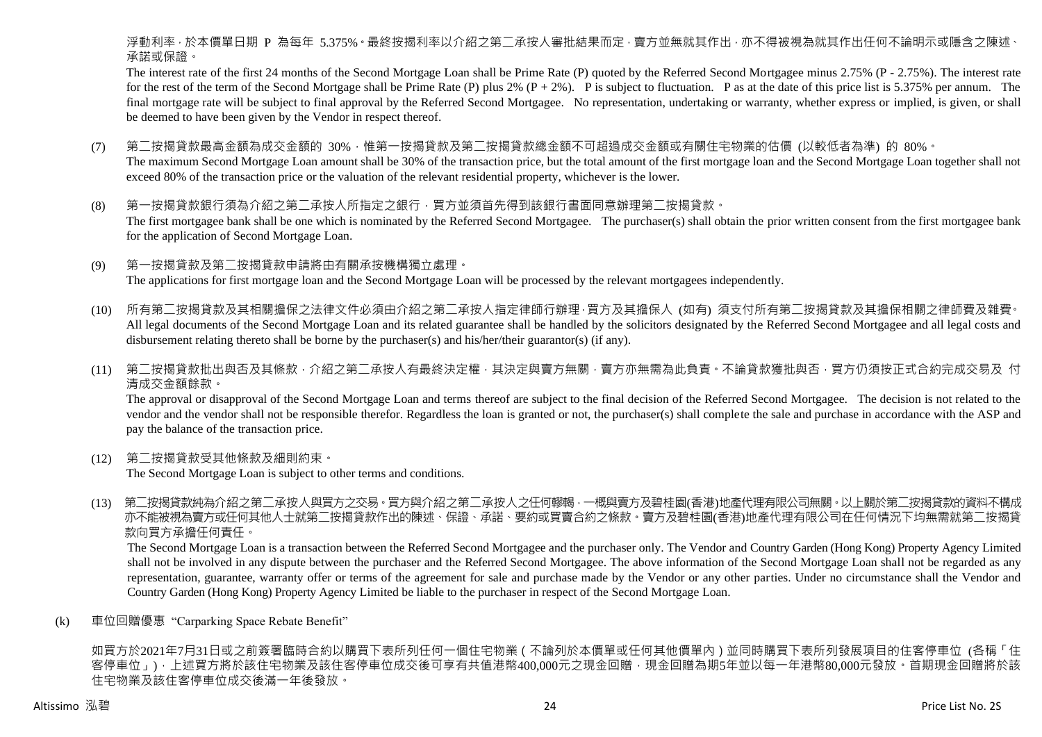浮動利率，於本價單日期 P 為每年 5.375%。最終按揭利率以介紹之第二承按人審批結果而定，賣方並無就其作出，亦不得被視為就其作出任何不論明示或隱含之陳述、承諾或保證。

The interest rate of the first 24 months of the Second Mortgage Loan shall be Prime Rate (P) quoted by the Referred Second Mortgagee minus 2.75% (P - 2.75%). The interest rate for the rest of the term of the Second Mortgage shall be Prime Rate (P) plus 2% (P + 2%). P is subject to fluctuation. P as at the date of this price list is 5.375% per annum. The final mortgage rate will be subject to final approval by the Referred Second Mortgagee. No representation, undertaking or warranty, whether express or implied, is given, or shall be deemed to have been given by the Vendor in respect thereof.

(7) 第二按揭貸款最高金額為成交金額的 30%，惟第一按揭貸款及第二按揭貸款總金額不可超過成交金額或有關住宅物業的估價 (以較低者為準) 的 80%。
The maximum Second Mortgage Loan amount shall be 30% of the transaction price, but the total amount of the first mortgage loan and the Second Mortgage Loan together shall not exceed 80% of the transaction price or the valuation of the relevant residential property, whichever is the lower.

(8) 第一按揭貸款銀行須為介紹之第二承按人所指定之銀行，買方並須首先得到該銀行書面同意辦理第二按揭貸款。
The first mortgagee bank shall be one which is nominated by the Referred Second Mortgagee. The purchaser(s) shall obtain the prior written consent from the first mortgagee bank for the application of Second Mortgage Loan.

(9) 第一按揭貸款及第二按揭貸款申請將由有關承按機構獨立處理。
The applications for first mortgage loan and the Second Mortgage Loan will be processed by the relevant mortgagees independently.

(10) 所有第二按揭貸款及其相關擔保之法律文件必須由介紹之第二承按人指定律師行辦理，買方及其擔保人 (如有) 須支付所有第二按揭貸款及其擔保相關之律師費及雜費。
All legal documents of the Second Mortgage Loan and its related guarantee shall be handled by the solicitors designated by the Referred Second Mortgagee and all legal costs and disbursement relating thereto shall be borne by the purchaser(s) and his/her/their guarantor(s) (if any).

(11) 第二按揭貸款批出與否及其條款，介紹之第二承按人有最終決定權，其決定與賣方無關，賣方亦無需為此負責。不論貸款獲批與否，買方仍須按正式合約完成交易及 付清成交金額餘款。
The approval or disapproval of the Second Mortgage Loan and terms thereof are subject to the final decision of the Referred Second Mortgagee. The decision is not related to the vendor and the vendor shall not be responsible therefor. Regardless the loan is granted or not, the purchaser(s) shall complete the sale and purchase in accordance with the ASP and pay the balance of the transaction price.

(12) 第二按揭貸款受其他條款及細則約束。
The Second Mortgage Loan is subject to other terms and conditions.

(13) 第二按揭貸款純為介紹之第二承按人與買方之交易。買方與介紹之第二承按人之任何轇輵，一概與賣方及碧桂園(香港)地產代理有限公司無關。以上關於第二按揭貸款的資料不構成亦不能被視為賣方或任何其他人士就第二按揭貸款作出的陳述、保證、承諾、要約或買賣合約之條款。賣方及碧桂園(香港)地產代理有限公司在任何情況下均無需就第二按揭貸款向買方承擔任何責任。
The Second Mortgage Loan is a transaction between the Referred Second Mortgagee and the purchaser only. The Vendor and Country Garden (Hong Kong) Property Agency Limited shall not be involved in any dispute between the purchaser and the Referred Second Mortgagee. The above information of the Second Mortgage Loan shall not be regarded as any representation, guarantee, warranty offer or terms of the agreement for sale and purchase made by the Vendor or any other parties. Under no circumstance shall the Vendor and Country Garden (Hong Kong) Property Agency Limited be liable to the purchaser in respect of the Second Mortgage Loan.

(k) 車位回贈優惠 "Carparking Space Rebate Benefit"

如買方於2021年7月31日或之前簽署臨時合約以購買下表所列任何一個住宅物業（不論列於本價單或任何其他價單內）並同時購買下表所列發展項目的住客停車位 (各稱「住客停車位」)，上述買方將於該住宅物業及該住客停車位成交後可享有共值港幣400,000元之現金回贈，現金回贈為期5年並以每一年港幣80,000元發放。首期現金回贈將於該住宅物業及該住客停車位成交後滿一年後發放。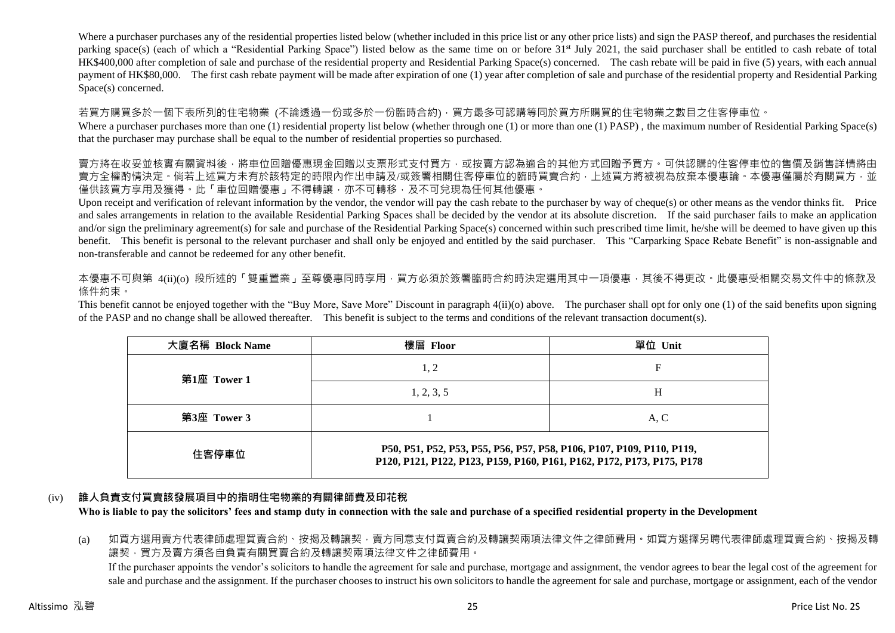Where a purchaser purchases any of the residential properties listed below (whether included in this price list or any other price lists) and sign the PASP thereof, and purchases the residential parking space(s) (each of which a "Residential Parking Space") listed below as the same time on or before 31st July 2021, the said purchaser shall be entitled to cash rebate of total HK$400,000 after completion of sale and purchase of the residential property and Residential Parking Space(s) concerned. The cash rebate will be paid in five (5) years, with each annual payment of HK$80,000. The first cash rebate payment will be made after expiration of one (1) year after completion of sale and purchase of the residential property and Residential Parking Space(s) concerned.

若買方購買多於一個下表所列的住宅物業 (不論透過一份或多於一份臨時合約)，買方最多可認購等同於買方所購買的住宅物業之數目之住客停車位。

Where a purchaser purchases more than one (1) residential property list below (whether through one (1) or more than one (1) PASP) , the maximum number of Residential Parking Space(s) that the purchaser may purchase shall be equal to the number of residential properties so purchased.

賣方將在收妥並核實有關資料後，將車位回贈優惠現金回贈以支票形式支付買方，或按賣方認為適合的其他方式回贈予買方。可供認購的住客停車位的售價及銷售詳情將由賣方全權酌情決定。倘若上述買方未有於該特定的時限內作出申請及/或簽署相關住客停車位的臨時買賣合約，上述買方將被視為放棄本優惠論。本優惠僅屬於有關買方，並僅供該買方享用及獲得。此「車位回贈優惠」不得轉讓，亦不可轉移，及不可兌現為任何其他優惠。

Upon receipt and verification of relevant information by the vendor, the vendor will pay the cash rebate to the purchaser by way of cheque(s) or other means as the vendor thinks fit. Price and sales arrangements in relation to the available Residential Parking Spaces shall be decided by the vendor at its absolute discretion. If the said purchaser fails to make an application and/or sign the preliminary agreement(s) for sale and purchase of the Residential Parking Space(s) concerned within such prescribed time limit, he/she will be deemed to have given up this benefit. This benefit is personal to the relevant purchaser and shall only be enjoyed and entitled by the said purchaser. This "Carparking Space Rebate Benefit" is non-assignable and non-transferable and cannot be redeemed for any other benefit.

本優惠不可與第 4(ii)(o) 段所述的「雙重置業」至尊優惠同時享用，買方必須於簽署臨時合約時決定選用其中一項優惠，其後不得更改。此優惠受相關交易文件中的條款及條件約束。

This benefit cannot be enjoyed together with the "Buy More, Save More" Discount in paragraph 4(ii)(o) above. The purchaser shall opt for only one (1) of the said benefits upon signing of the PASP and no change shall be allowed thereafter. This benefit is subject to the terms and conditions of the relevant transaction document(s).

| 大廈名稱 Block Name | 樓層 Floor | 單位 Unit |
|---|---|---|
| 第1座 Tower 1 | 1, 2 | F |
| | 1, 2, 3, 5 | H |
| 第3座 Tower 3 | 1 | A, C |
| 住客停車位 | P50, P51, P52, P53, P55, P56, P57, P58, P106, P107, P109, P110, P119, P120, P121, P122, P123, P159, P160, P161, P162, P172, P173, P175, P178 | |

(iv) **誰人負責支付買賣該發展項目中的指明住宅物業的有關律師費及印花稅**
**Who is liable to pay the solicitors' fees and stamp duty in connection with the sale and purchase of a specified residential property in the Development**

(a) 如買方選用賣方代表律師處理買賣合約、按揭及轉讓契，賣方同意支付買賣合約及轉讓契兩項法律文件之律師費用。如買方選擇另聘代表律師處理買賣合約、按揭及轉讓契，買方及賣方須各自負責有關買賣合約及轉讓契兩項法律文件之律師費用。
If the purchaser appoints the vendor's solicitors to handle the agreement for sale and purchase, mortgage and assignment, the vendor agrees to bear the legal cost of the agreement for sale and purchase and the assignment. If the purchaser chooses to instruct his own solicitors to handle the agreement for sale and purchase, mortgage or assignment, each of the vendor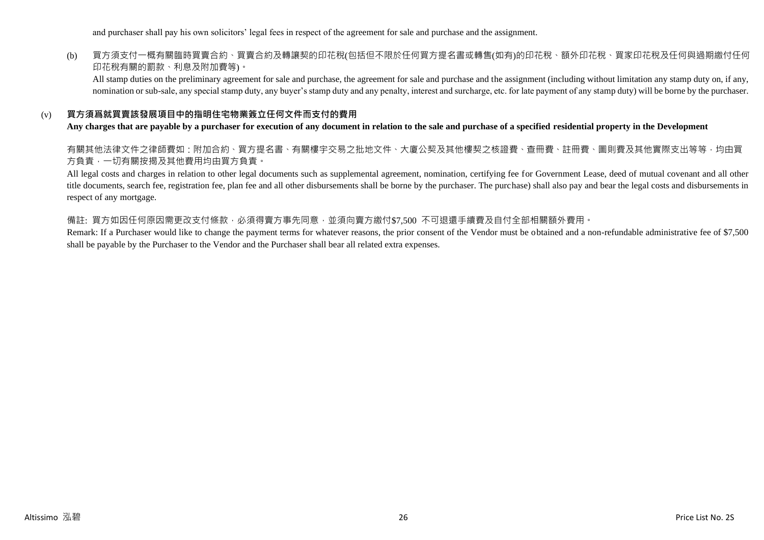and purchaser shall pay his own solicitors' legal fees in respect of the agreement for sale and purchase and the assignment.

(b) 買方須支付一概有關臨時買賣合約、買賣合約及轉讓契的印花稅(包括但不限於任何買方提名書或轉售(如有)的印花稅、額外印花稅、買家印花稅及任何與過期繳付任何印花稅有關的罰款、利息及附加費等)。

All stamp duties on the preliminary agreement for sale and purchase, the agreement for sale and purchase and the assignment (including without limitation any stamp duty on, if any, nomination or sub-sale, any special stamp duty, any buyer's stamp duty and any penalty, interest and surcharge, etc. for late payment of any stamp duty) will be borne by the purchaser.

(v) **買方須爲就買賣該發展項目中的指明住宅物業簽立任何文件而支付的費用**

**Any charges that are payable by a purchaser for execution of any document in relation to the sale and purchase of a specified residential property in the Development**

有關其他法律文件之律師費如：附加合約、買方提名書、有關樓宇交易之批地文件、大廈公契及其他樓契之核證費、查冊費、註冊費、圖則費及其他實際支出等等，均由買方負責，一切有關按揭及其他費用均由買方負責。

All legal costs and charges in relation to other legal documents such as supplemental agreement, nomination, certifying fee for Government Lease, deed of mutual covenant and all other title documents, search fee, registration fee, plan fee and all other disbursements shall be borne by the purchaser. The purchase) shall also pay and bear the legal costs and disbursements in respect of any mortgage.

備註: 買方如因任何原因需更改支付條款，必須得賣方事先同意，並須向賣方繳付$7,500 不可退還手續費及自付全部相關額外費用。

Remark: If a Purchaser would like to change the payment terms for whatever reasons, the prior consent of the Vendor must be obtained and a non-refundable administrative fee of $7,500 shall be payable by the Purchaser to the Vendor and the Purchaser shall bear all related extra expenses.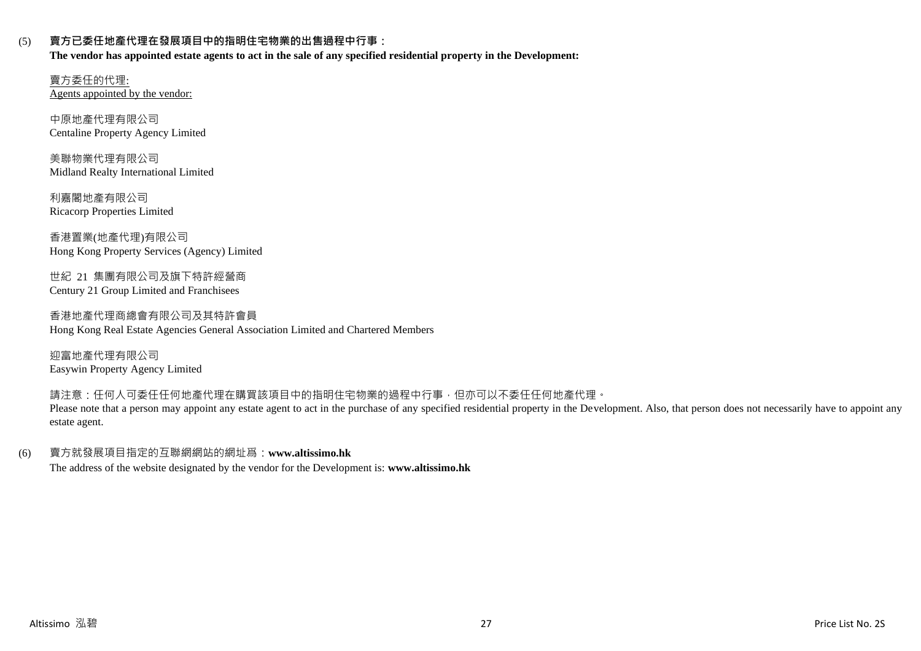(5) **賣方已委任地產代理在發展項目中的指明住宅物業的出售過程中行事：**
**The vendor has appointed estate agents to act in the sale of any specified residential property in the Development:**

賣方委任的代理:
Agents appointed by the vendor:

中原地產代理有限公司
Centaline Property Agency Limited

美聯物業代理有限公司
Midland Realty International Limited

利嘉閣地產有限公司
Ricacorp Properties Limited

香港置業(地產代理)有限公司
Hong Kong Property Services (Agency) Limited

世紀 21 集團有限公司及旗下特許經營商
Century 21 Group Limited and Franchisees

香港地產代理商總會有限公司及其特許會員
Hong Kong Real Estate Agencies General Association Limited and Chartered Members

迎富地產代理有限公司
Easywin Property Agency Limited

請注意：任何人可委任任何地產代理在購買該項目中的指明住宅物業的過程中行事，但亦可以不委任任何地產代理。
Please note that a person may appoint any estate agent to act in the purchase of any specified residential property in the Development. Also, that person does not necessarily have to appoint any estate agent.

(6) 賣方就發展項目指定的互聯網網站的網址爲：**www.altissimo.hk**
The address of the website designated by the vendor for the Development is: **www.altissimo.hk**